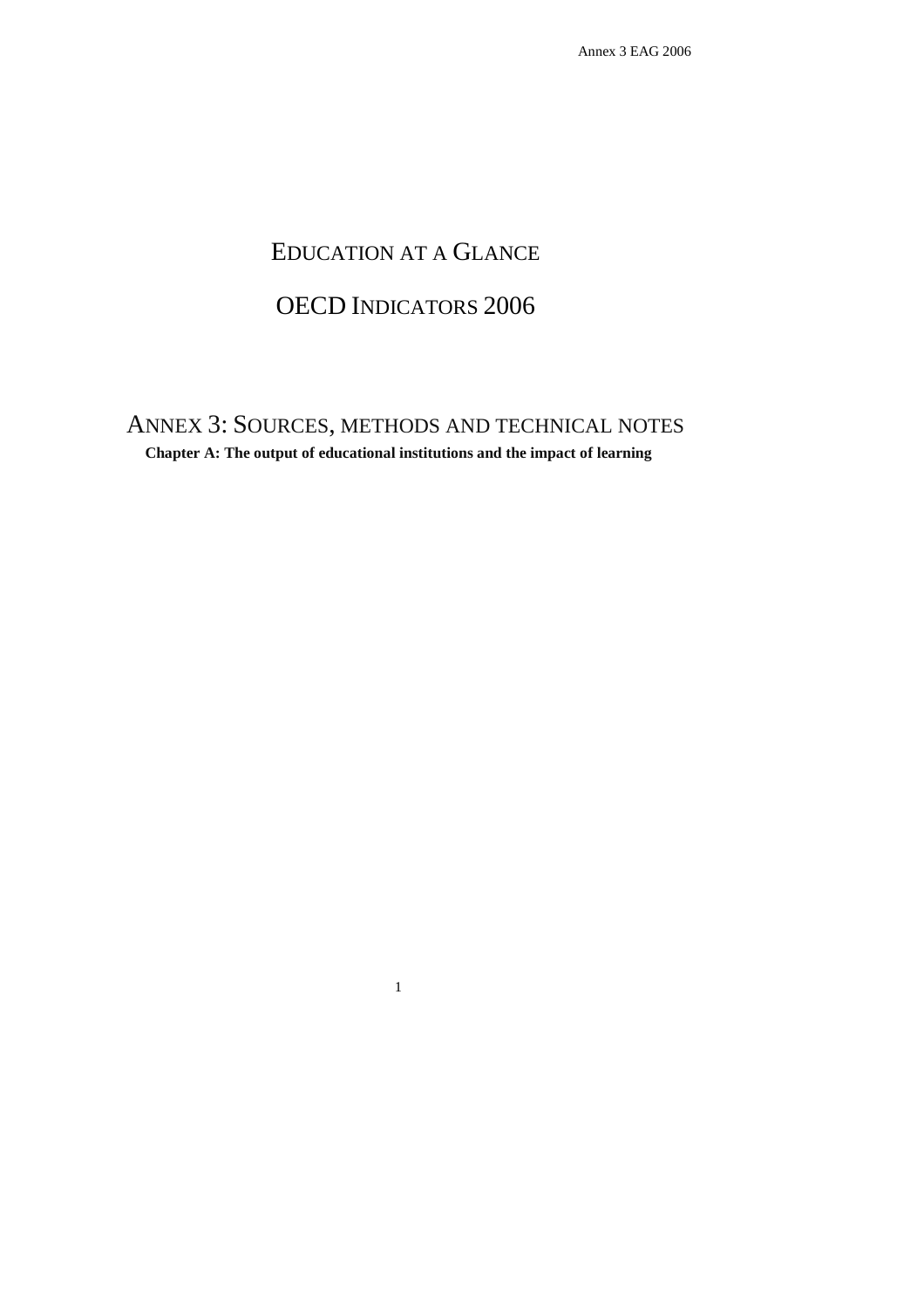# Education at a Glance

# OECD Indicators 2006

## Annex 3: Sources, methods and technical notes

**Chapter A: The output of educational institutions and the impact of learning**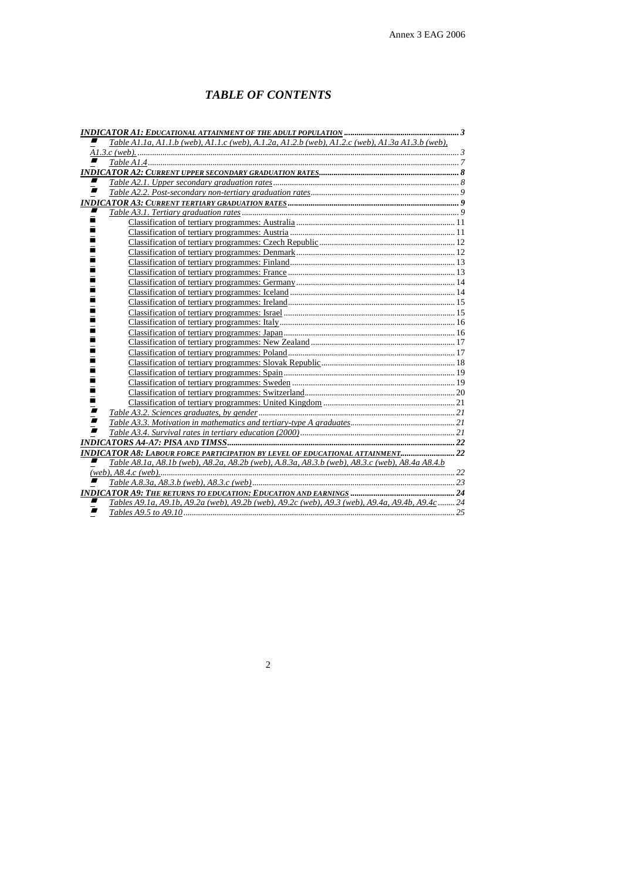# *TABLE OF CONTENTS*

***INDICATOR A1: EDUCATIONAL ATTAINMENT OF THE ADULT POPULATION*** ........................................................ **3**

- *Table A1.1a, A1.1.b (web), A1.1.c (web), A.1.2a, A1.2.b (web), A1.2.c (web), A1.3a A1.3.b (web), A1.3.c (web).* ........................................................................................................................................................... 3
- *Table A1.4* ............................................................................................................................................................... 7

***INDICATOR A2: CURRENT UPPER SECONDARY GRADUATION RATES*** ................................................................. **8**

- *Table A2.1. Upper secondary graduation rates* ......................................................................................... 8
- *Table A2.2. Post-secondary non-tertiary graduation rates* ..................................................................... 9

***INDICATOR A3: CURRENT TERTIARY GRADUATION RATES*** .................................................................................. **9**

- *Table A3.1. Tertiary graduation rates* ....................................................................................................... 9
  - Classification of tertiary programmes: Australia ........................................................................... 11
  - Classification of tertiary programmes: Austria ............................................................................... 11
  - Classification of tertiary programmes: Czech Republic ................................................................. 12
  - Classification of tertiary programmes: Denmark ........................................................................... 12
  - Classification of tertiary programmes: Finland .............................................................................. 13
  - Classification of tertiary programmes: France ............................................................................... 13
  - Classification of tertiary programmes: Germany ........................................................................... 14
  - Classification of tertiary programmes: Iceland .............................................................................. 14
  - Classification of tertiary programmes: Ireland ............................................................................... 15
  - Classification of tertiary programmes: Israel ................................................................................. 15
  - Classification of tertiary programmes: Italy ................................................................................... 16
  - Classification of tertiary programmes: Japan ................................................................................. 16
  - Classification of tertiary programmes: New Zealand .................................................................... 17
  - Classification of tertiary programmes: Poland ............................................................................... 17
  - Classification of tertiary programmes: Slovak Republic ............................................................... 18
  - Classification of tertiary programmes: Spain ................................................................................. 19
  - Classification of tertiary programmes: Sweden ............................................................................. 19
  - Classification of tertiary programmes: Switzerland ....................................................................... 20
  - Classification of tertiary programmes: United Kingdom ............................................................... 21
- *Table A3.2. Sciences graduates, by gender* ............................................................................................. 21
- *Table A3.3. Motivation in mathematics and tertiary-type A graduates* ................................................. 21
- *Table A3.4. Survival rates in tertiary education (2000)* ......................................................................... 21

***INDICATORS A4-A7: PISA AND TIMSS*** ................................................................................................................ **22**

***INDICATOR A8: LABOUR FORCE PARTICIPATION BY LEVEL OF EDUCATIONAL ATTAINMENT*** .......................... **22**

- *Table A8.1a, A8.1b (web), A8.2a, A8.2b (web), A.8.3a, A8.3.b (web), A8.3.c (web), A8.4a A8.4.b (web), A8.4.c (web).* .......................................................................................................................................... 22
- *Table A.8.3a, A8.3.b (web), A8.3.c (web)* ................................................................................................ 23

***INDICATOR A9: THE RETURNS TO EDUCATION: EDUCATION AND EARNINGS*** .................................................. **24**

- *Tables A9.1a, A9.1b, A9.2a (web), A9.2b (web), A9.2c (web), A9.3 (web), A9.4a, A9.4b, A9.4c* ........ 24
- *Tables A9.5 to A9.10* ................................................................................................................................... 25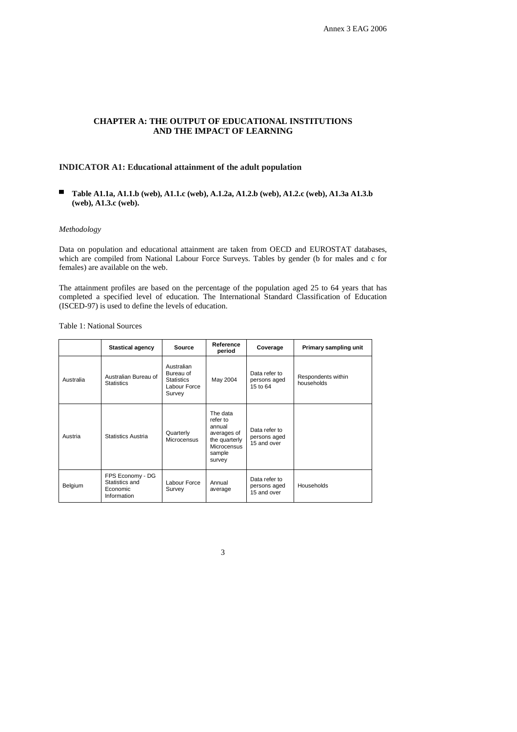# CHAPTER A: THE OUTPUT OF EDUCATIONAL INSTITUTIONS AND THE IMPACT OF LEARNING

## INDICATOR A1: Educational attainment of the adult population

- **Table A1.1a, A1.1.b (web), A1.1.c (web), A.1.2a, A1.2.b (web), A1.2.c (web), A1.3a A1.3.b (web), A1.3.c (web).**

*Methodology*

Data on population and educational attainment are taken from OECD and EUROSTAT databases, which are compiled from National Labour Force Surveys. Tables by gender (b for males and c for females) are available on the web.

The attainment profiles are based on the percentage of the population aged 25 to 64 years that has completed a specified level of education. The International Standard Classification of Education (ISCED-97) is used to define the levels of education.

Table 1: National Sources

| | Stastical agency | Source | Reference period | Coverage | Primary sampling unit |
|---|---|---|---|---|---|
| Australia | Australian Bureau of Statistics | Australian Bureau of Statistics Labour Force Survey | May 2004 | Data refer to persons aged 15 to 64 | Respondents within households |
| Austria | Statistics Austria | Quarterly Microcensus | The data refer to annual averages of the quarterly Microcensus sample survey | Data refer to persons aged 15 and over | |
| Belgium | FPS Economy - DG Statistics and Economic Information | Labour Force Survey | Annual average | Data refer to persons aged 15 and over | Households |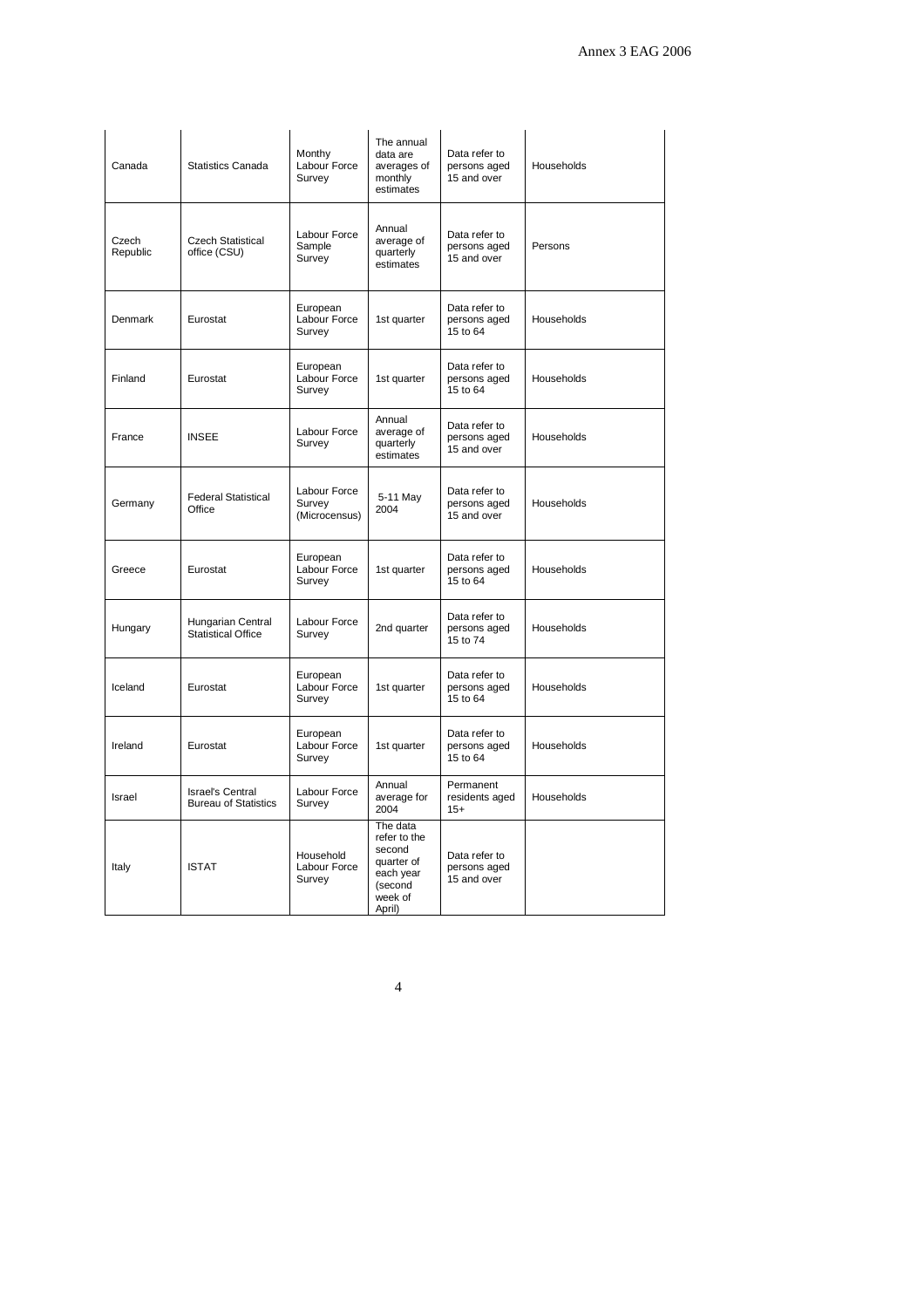| | | | | | |
|---|---|---|---|---|---|
| Canada | Statistics Canada | Monthy Labour Force Survey | The annual data are averages of monthly estimates | Data refer to persons aged 15 and over | Households |
| Czech Republic | Czech Statistical office (CSU) | Labour Force Sample Survey | Annual average of quarterly estimates | Data refer to persons aged 15 and over | Persons |
| Denmark | Eurostat | European Labour Force Survey | 1st quarter | Data refer to persons aged 15 to 64 | Households |
| Finland | Eurostat | European Labour Force Survey | 1st quarter | Data refer to persons aged 15 to 64 | Households |
| France | INSEE | Labour Force Survey | Annual average of quarterly estimates | Data refer to persons aged 15 and over | Households |
| Germany | Federal Statistical Office | Labour Force Survey (Microcensus) | 5-11 May 2004 | Data refer to persons aged 15 and over | Households |
| Greece | Eurostat | European Labour Force Survey | 1st quarter | Data refer to persons aged 15 to 64 | Households |
| Hungary | Hungarian Central Statistical Office | Labour Force Survey | 2nd quarter | Data refer to persons aged 15 to 74 | Households |
| Iceland | Eurostat | European Labour Force Survey | 1st quarter | Data refer to persons aged 15 to 64 | Households |
| Ireland | Eurostat | European Labour Force Survey | 1st quarter | Data refer to persons aged 15 to 64 | Households |
| Israel | Israel's Central Bureau of Statistics | Labour Force Survey | Annual average for 2004 | Permanent residents aged 15+ | Households |
| Italy | ISTAT | Household Labour Force Survey | The data refer to the second quarter of each year (second week of April) | Data refer to persons aged 15 and over | |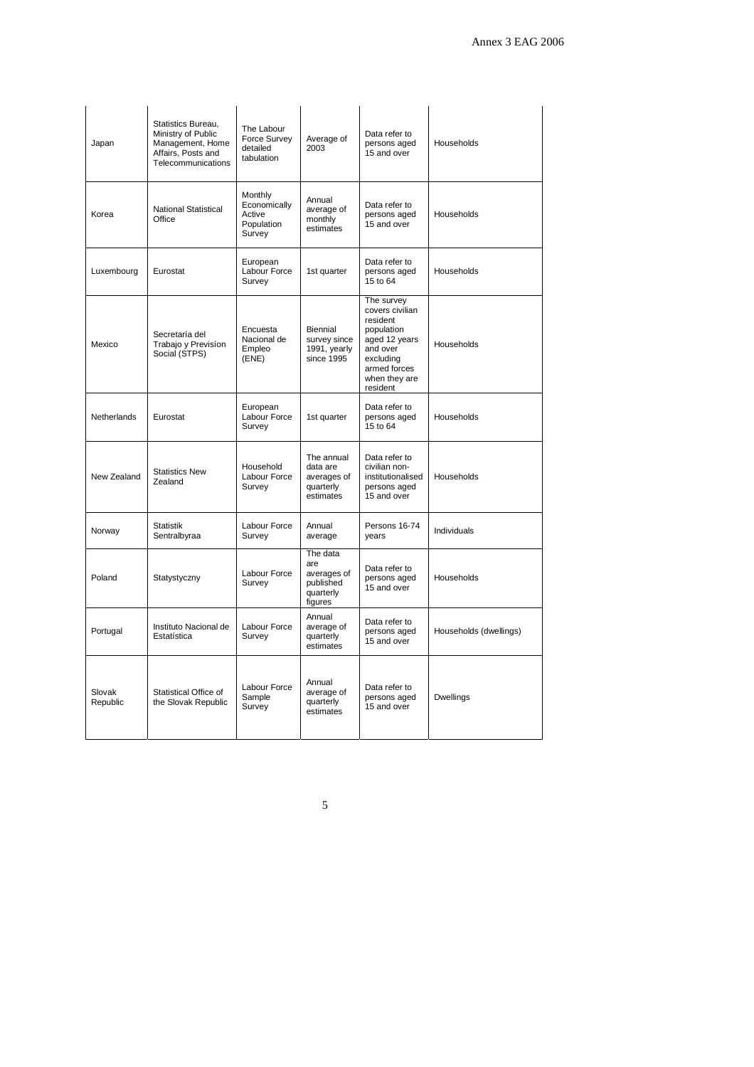| Japan | Statistics Bureau, Ministry of Public Management, Home Affairs, Posts and Telecommunications | The Labour Force Survey detailed tabulation | Average of 2003 | Data refer to persons aged 15 and over | Households |
|---|---|---|---|---|---|
| Korea | National Statistical Office | Monthly Economically Active Population Survey | Annual average of monthly estimates | Data refer to persons aged 15 and over | Households |
| Luxembourg | Eurostat | European Labour Force Survey | 1st quarter | Data refer to persons aged 15 to 64 | Households |
| Mexico | Secretaría del Trabajo y Previsíon Social (STPS) | Encuesta Nacional de Empleo (ENE) | Biennial survey since 1991, yearly since 1995 | The survey covers civilian resident population aged 12 years and over excluding armed forces when they are resident | Households |
| Netherlands | Eurostat | European Labour Force Survey | 1st quarter | Data refer to persons aged 15 to 64 | Households |
| New Zealand | Statistics New Zealand | Household Labour Force Survey | The annual data are averages of quarterly estimates | Data refer to civilian non-institutionalised persons aged 15 and over | Households |
| Norway | Statistik Sentralbyraa | Labour Force Survey | Annual average | Persons 16-74 years | Individuals |
| Poland | Statystyczny | Labour Force Survey | The data are averages of published quarterly figures | Data refer to persons aged 15 and over | Households |
| Portugal | Instituto Nacional de Estatística | Labour Force Survey | Annual average of quarterly estimates | Data refer to persons aged 15 and over | Households (dwellings) |
| Slovak Republic | Statistical Office of the Slovak Republic | Labour Force Sample Survey | Annual average of quarterly estimates | Data refer to persons aged 15 and over | Dwellings |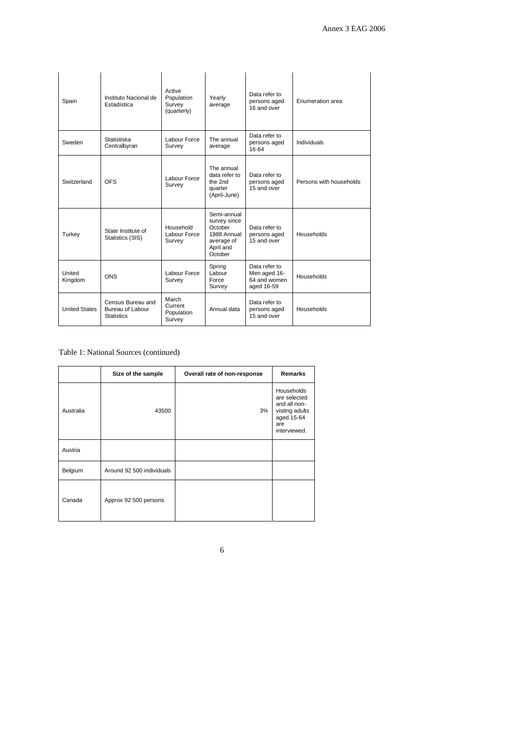| | | | | | |
|---|---|---|---|---|---|
| Spain | Instituto Nacional de Estadística | Active Population Survey (quarterly) | Yearly average | Data refer to persons aged 16 and over | Enumeration area |
| Sweden | Statistiska Centralbyran | Labour Force Survey | The annual average | Data refer to persons aged 16-64 | Individuals |
| Switzerland | OFS | Labour Force Survey | The annual data refer to the 2nd quarter (April-June) | Data refer to persons aged 15 and over | Persons with households |
| Turkey | State Institute of Statistics (SIS) | Household Labour Force Survey | Semi-annual survey since October 1988 Annual average of April and October | Data refer to persons aged 15 and over | Households |
| United Kingdom | ONS | Labour Force Survey | Spring Labour Force Survey | Data refer to Men aged 16-64 and women aged 16-59 | Households |
| United States | Census Bureau and Bureau of Labour Statistics | March Current Population Survey | Annual data | Data refer to persons aged 15 and over | Households |

Table 1: National Sources (continued)

| | Size of the sample | Overall rate of non-response | Remarks |
|---|---|---|---|
| Australia | 43500 | 3% | Households are selected and all non-visitng adults aged 15-64 are interviewed. |
| Austria | | | |
| Belgium | Around 92 500 individuals | | |
| Canada | Approx 92 500 persons | | |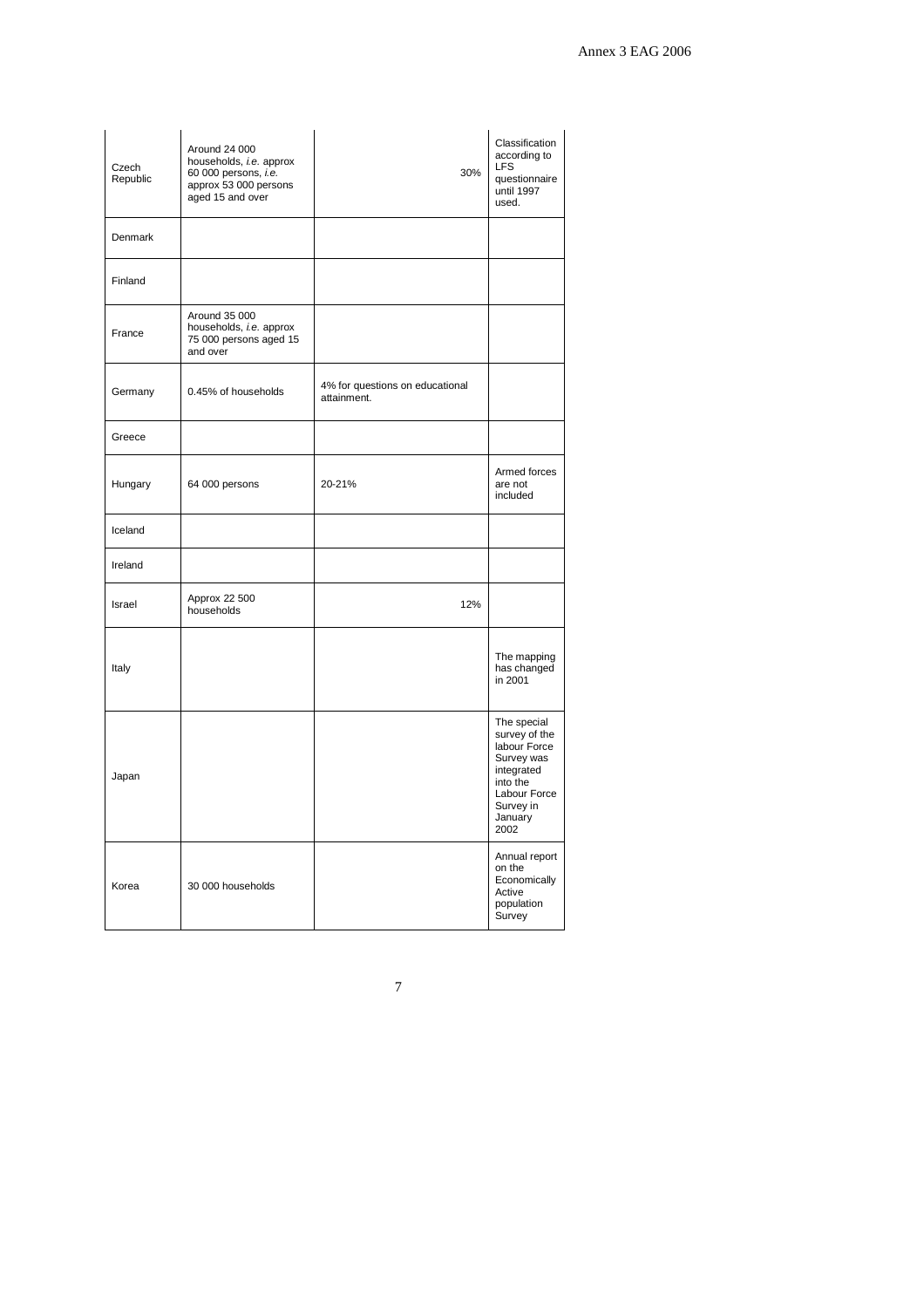| | | | |
|---|---|---|---|
| Czech Republic | Around 24 000 households, *i.e.* approx 60 000 persons, *i.e.* approx 53 000 persons aged 15 and over | 30% | Classification according to LFS questionnaire until 1997 used. |
| Denmark | | | |
| Finland | | | |
| France | Around 35 000 households, *i.e.* approx 75 000 persons aged 15 and over | | |
| Germany | 0.45% of households | 4% for questions on educational attainment. | |
| Greece | | | |
| Hungary | 64 000 persons | 20-21% | Armed forces are not included |
| Iceland | | | |
| Ireland | | | |
| Israel | Approx 22 500 households | 12% | |
| Italy | | | The mapping has changed in 2001 |
| Japan | | | The special survey of the labour Force Survey was integrated into the Labour Force Survey in January 2002 |
| Korea | 30 000 households | | Annual report on the Economically Active population Survey |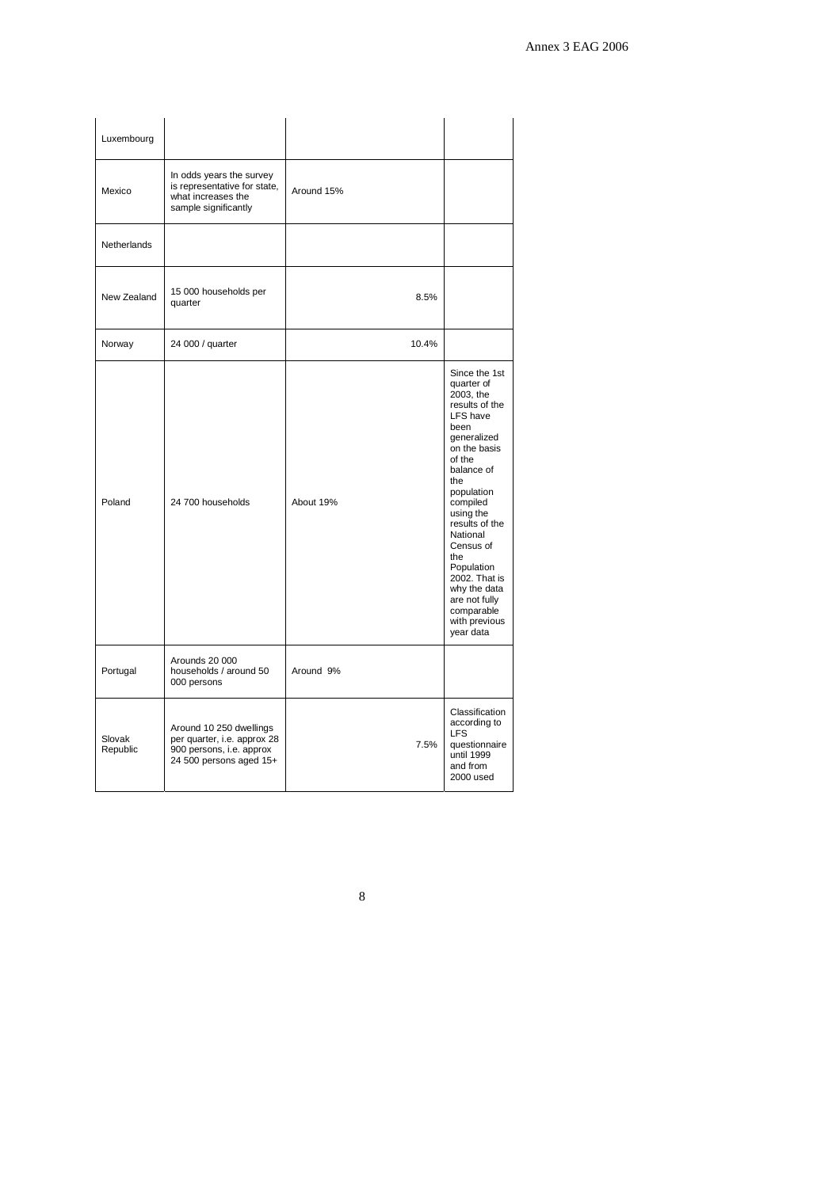| | | | |
|---|---|---|---|
| Luxembourg | | | |
| Mexico | In odds years the survey is representative for state, what increases the sample significantly | Around 15% | |
| Netherlands | | | |
| New Zealand | 15 000 households per quarter | 8.5% | |
| Norway | 24 000 / quarter | 10.4% | |
| Poland | 24 700 households | About 19% | Since the 1st quarter of 2003, the results of the LFS have been generalized on the basis of the balance of the population compiled using the results of the National Census of the Population 2002. That is why the data are not fully comparable with previous year data |
| Portugal | Arounds 20 000 households / around 50 000 persons | Around 9% | |
| Slovak Republic | Around 10 250 dwellings per quarter, i.e. approx 28 900 persons, i.e. approx 24 500 persons aged 15+ | 7.5% | Classification according to LFS questionnaire until 1999 and from 2000 used |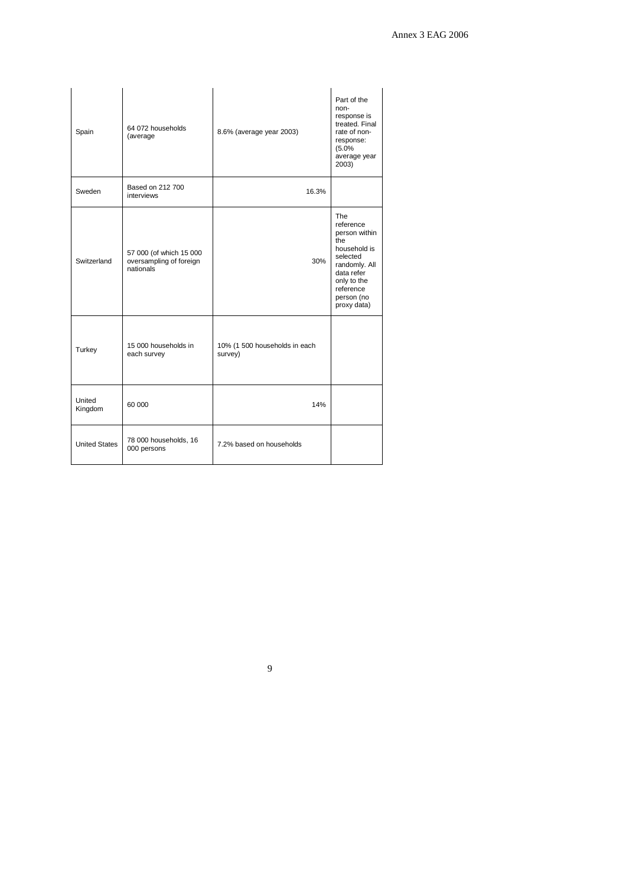| | | | |
|---|---|---|---|
| Spain | 64 072 households (average | 8.6% (average year 2003) | Part of the non-response is treated. Final rate of non-response: (5.0% average year 2003) |
| Sweden | Based on 212 700 interviews | 16.3% | |
| Switzerland | 57 000 (of which 15 000 oversampling of foreign nationals | 30% | The reference person within the household is selected randomly. All data refer only to the reference person (no proxy data) |
| Turkey | 15 000 households in each survey | 10% (1 500 households in each survey) | |
| United Kingdom | 60 000 | 14% | |
| United States | 78 000 households, 16 000 persons | 7.2% based on households | |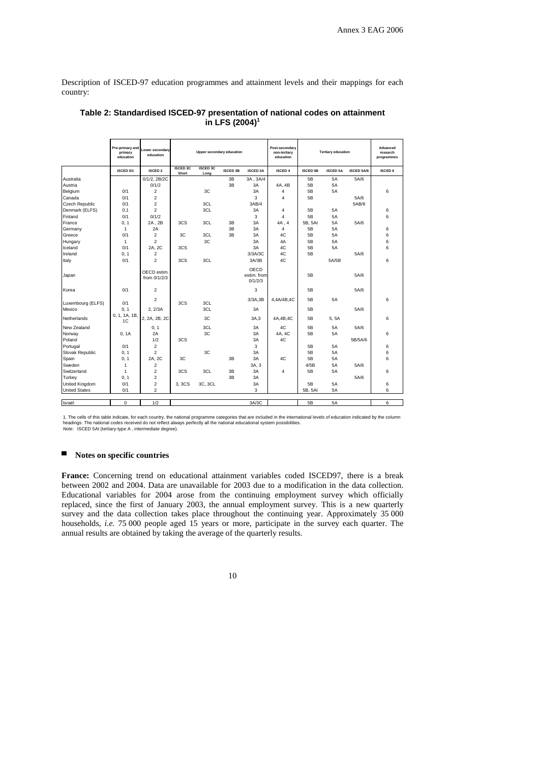Description of ISCED-97 education programmes and attainment levels and their mappings for each country:

**Table 2: Standardised ISCED-97 presentation of national codes on attainment in LFS (2004)[1]**

| | Pre-primary and primary education | Lower secondary education | Upper secondary education | | | | Post-secondary non-tertiary education | Tertiary education | | | Advanced research programmes |
|---|---|---|---|---|---|---|---|---|---|---|---|
| | ISCED 0/1 | ISCED 2 | ISCED 3C Short | ISCED 3C Long | ISCED 3B | ISCED 3A | ISCED 4 | ISCED 5B | ISCED 5A | ISCED 5A/6 | ISCED 6 |
| Australia | | 0/1/2, 2B/2C | | | 3B | 3A , 3A/4 | | 5B | 5A | 5A/6 | |
| Austria | | 0/1/2 | | | 3B | 3A | 4A, 4B | 5B | 5A | | |
| Belgium | 0/1 | 2 | | 3C | | 3A | 4 | 5B | 5A | | 6 |
| Canada | 0/1 | 2 | | | | 3 | 4 | 5B | | 5A/6 | |
| Czech Republic | 0/1 | 2 | | 3CL | | 3AB/4 | | | | 5AB/6 | |
| Denmark (ELFS) | 0,1 | 2 | | 3CL | | 3A | 4 | 5B | 5A | | 6 |
| Finland | 0/1 | 0/1/2 | | | | 3 | 4 | 5B | 5A | | 6 |
| France | 0, 1 | 2A , 2B | 3CS | 3CL | 3B | 3A | 4A , 4 | 5B, 5AI | 5A | 5A/6 | |
| Germany | 1 | 2A | | | 3B | 3A | 4 | 5B | 5A | | 6 |
| Greece | 0/1 | 2 | 3C | 3CL | 3B | 3A | 4C | 5B | 5A | | 6 |
| Hungary | 1 | 2 | | 3C | | 3A | 4A | 5B | 5A | | 6 |
| Iceland | 0/1 | 2A, 2C | 3CS | | | 3A | 4C | 5B | 5A | | 6 |
| Ireland | 0, 1 | 2 | | | | 3/3A/3C | 4C | 5B | | 5A/6 | |
| Italy | 0/1 | 2 | 3CS | 3CL | | 3A/3B | 4C | | 5A/5B | | 6 |
| Japan | | OECD estim. from 0/1/2/3 | | | | OECD estim. from 0/1/2/3 | | 5B | | 5A/6 | |
| Korea | 0/1 | 2 | | | | 3 | | 5B | | 5A/6 | |
| Luxembourg (ELFS) | 0/1 | 2 | 3CS | 3CL | | 3/3A,3B | 4,4A/4B,4C | 5B | 5A | | 6 |
| Mexico | 0, 1 | 2, 2/3A | | 3CL | | 3A | | 5B | | 5A/6 | |
| Netherlands | 0, 1, 1A, 1B, 1C | 2, 2A, 2B, 2C | | 3C | | 3A,3 | 4A,4B,4C | 5B | 5, 5A | | 6 |
| New Zealand | | 0, 1 | | 3CL | | 3A | 4C | 5B | 5A | 5A/6 | |
| Norway | 0, 1A | 2A | | 3C | | 3A | 4A, 4C | 5B | 5A | | 6 |
| Poland | | 1/2 | 3CS | | | 3A | 4C | | | 5B/5A/6 | |
| Portugal | 0/1 | 2 | | | | 3 | | 5B | 5A | | 6 |
| Slovak Republic | 0, 1 | 2 | | 3C | | 3A | | 5B | 5A | | 6 |
| Spain | 0, 1 | 2A, 2C | 3C | | 3B | 3A | 4C | 5B | 5A | | 6 |
| Sweden | 1 | 2 | | | | 3A, 3 | | 4/5B | 5A | 5A/6 | |
| Switzerland | 1 | 2 | 3CS | 3CL | 3B | 3A | 4 | 5B | 5A | | 6 |
| Turkey | 0, 1 | 2 | | | 3B | 3A | | | | 5A/6 | |
| United Kingdom | 0/1 | 2 | 3, 3CS | 3C, 3CL | | 3A | | 5B | 5A | | 6 |
| United States | 0/1 | 2 | | | | 3 | | 5B, 5AI | 5A | | 6 |
| Israël | 0 | 1/2 | | | | 3A/3C | | 5B | 5A | | 6 |

1. The cells of this table indicate, for each country, the national programme categories that are included in the international levels of education indicated by the column headings. The national codes received do not reflect always perfectly all the national educational system possibilities.
*Note:* ISCED 5AI (tertiary-type A , intermediate degree).

## Notes on specific countries

**France:** Concerning trend on educational attainment variables coded ISCED97, there is a break between 2002 and 2004. Data are unavailable for 2003 due to a modification in the data collection. Educational variables for 2004 arose from the continuing employment survey which officially replaced, since the first of January 2003, the annual employment survey. This is a new quarterly survey and the data collection takes place throughout the continuing year. Approximately 35 000 households, *i.e.* 75 000 people aged 15 years or more, participate in the survey each quarter. The annual results are obtained by taking the average of the quarterly results.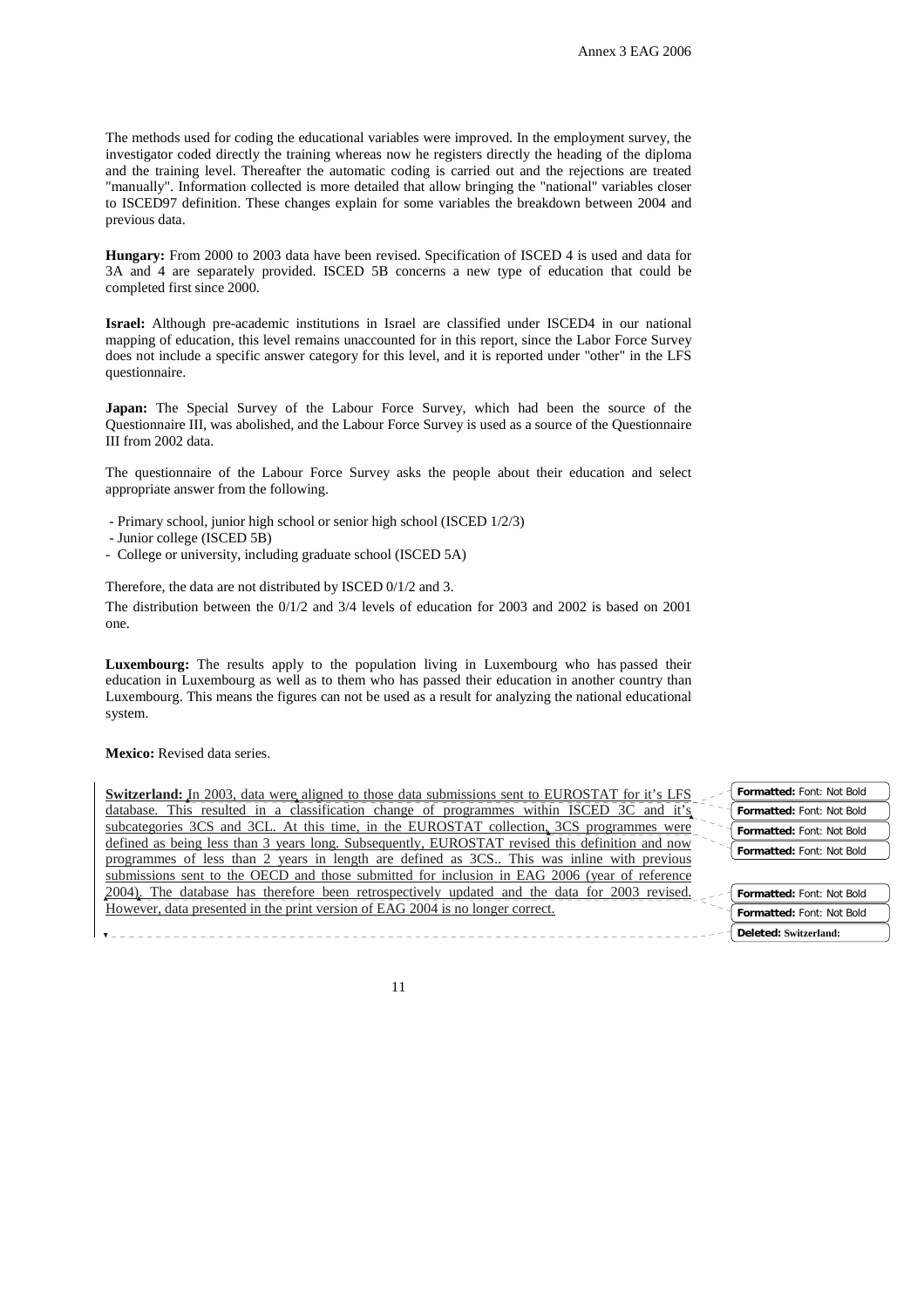The methods used for coding the educational variables were improved. In the employment survey, the investigator coded directly the training whereas now he registers directly the heading of the diploma and the training level. Thereafter the automatic coding is carried out and the rejections are treated "manually". Information collected is more detailed that allow bringing the "national" variables closer to ISCED97 definition. These changes explain for some variables the breakdown between 2004 and previous data.

**Hungary:** From 2000 to 2003 data have been revised. Specification of ISCED 4 is used and data for 3A and 4 are separately provided. ISCED 5B concerns a new type of education that could be completed first since 2000.

**Israel:** Although pre-academic institutions in Israel are classified under ISCED4 in our national mapping of education, this level remains unaccounted for in this report, since the Labor Force Survey does not include a specific answer category for this level, and it is reported under "other" in the LFS questionnaire.

**Japan:** The Special Survey of the Labour Force Survey, which had been the source of the Questionnaire III, was abolished, and the Labour Force Survey is used as a source of the Questionnaire III from 2002 data.

The questionnaire of the Labour Force Survey asks the people about their education and select appropriate answer from the following.

- Primary school, junior high school or senior high school (ISCED 1/2/3)
- Junior college (ISCED 5B)
- College or university, including graduate school (ISCED 5A)

Therefore, the data are not distributed by ISCED 0/1/2 and 3.

The distribution between the 0/1/2 and 3/4 levels of education for 2003 and 2002 is based on 2001 one.

**Luxembourg:** The results apply to the population living in Luxembourg who has passed their education in Luxembourg as well as to them who has passed their education in another country than Luxembourg. This means the figures can not be used as a result for analyzing the national educational system.

**Mexico:** Revised data series.

**Switzerland:** In 2003, data were aligned to those data submissions sent to EUROSTAT for it's LFS database. This resulted in a classification change of programmes within ISCED 3C and it's subcategories 3CS and 3CL. At this time, in the EUROSTAT collection, 3CS programmes were defined as being less than 3 years long. Subsequently, EUROSTAT revised this definition and now programmes of less than 2 years in length are defined as 3CS.. This was inline with previous submissions sent to the OECD and those submitted for inclusion in EAG 2006 (year of reference 2004). The database has therefore been retrospectively updated and the data for 2003 revised. However, data presented in the print version of EAG 2004 is no longer correct.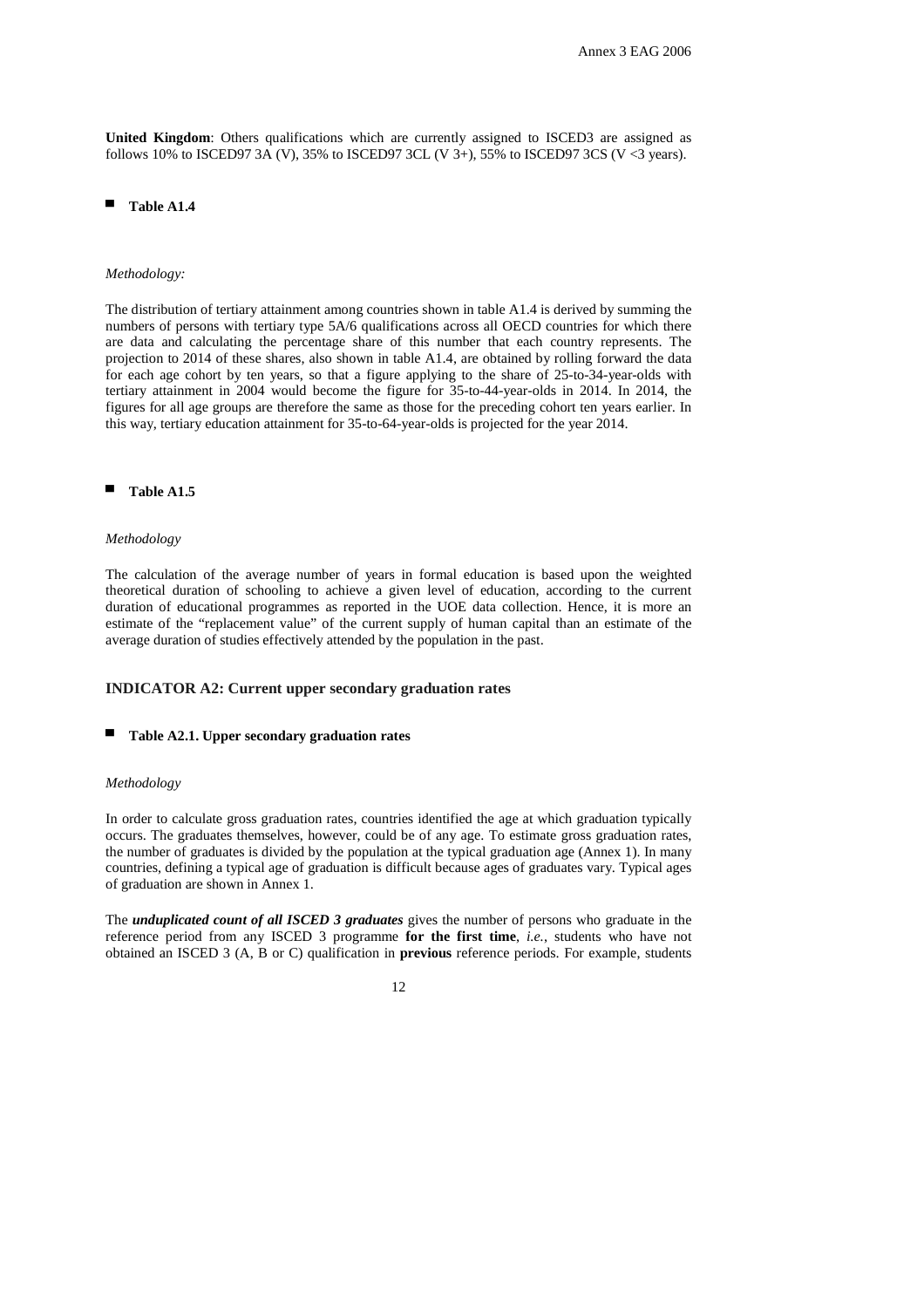**United Kingdom**: Others qualifications which are currently assigned to ISCED3 are assigned as follows 10% to ISCED97 3A (V), 35% to ISCED97 3CL (V 3+), 55% to ISCED97 3CS (V <3 years).

## Table A1.4

*Methodology:*

The distribution of tertiary attainment among countries shown in table A1.4 is derived by summing the numbers of persons with tertiary type 5A/6 qualifications across all OECD countries for which there are data and calculating the percentage share of this number that each country represents. The projection to 2014 of these shares, also shown in table A1.4, are obtained by rolling forward the data for each age cohort by ten years, so that a figure applying to the share of 25-to-34-year-olds with tertiary attainment in 2004 would become the figure for 35-to-44-year-olds in 2014. In 2014, the figures for all age groups are therefore the same as those for the preceding cohort ten years earlier. In this way, tertiary education attainment for 35-to-64-year-olds is projected for the year 2014.

## Table A1.5

*Methodology*

The calculation of the average number of years in formal education is based upon the weighted theoretical duration of schooling to achieve a given level of education, according to the current duration of educational programmes as reported in the UOE data collection. Hence, it is more an estimate of the "replacement value" of the current supply of human capital than an estimate of the average duration of studies effectively attended by the population in the past.

# INDICATOR A2: Current upper secondary graduation rates

## Table A2.1. Upper secondary graduation rates

*Methodology*

In order to calculate gross graduation rates, countries identified the age at which graduation typically occurs. The graduates themselves, however, could be of any age. To estimate gross graduation rates, the number of graduates is divided by the population at the typical graduation age (Annex 1). In many countries, defining a typical age of graduation is difficult because ages of graduates vary. Typical ages of graduation are shown in Annex 1.

The ***unduplicated count of all ISCED 3 graduates*** gives the number of persons who graduate in the reference period from any ISCED 3 programme **for the first time**, *i.e.*, students who have not obtained an ISCED 3 (A, B or C) qualification in **previous** reference periods. For example, students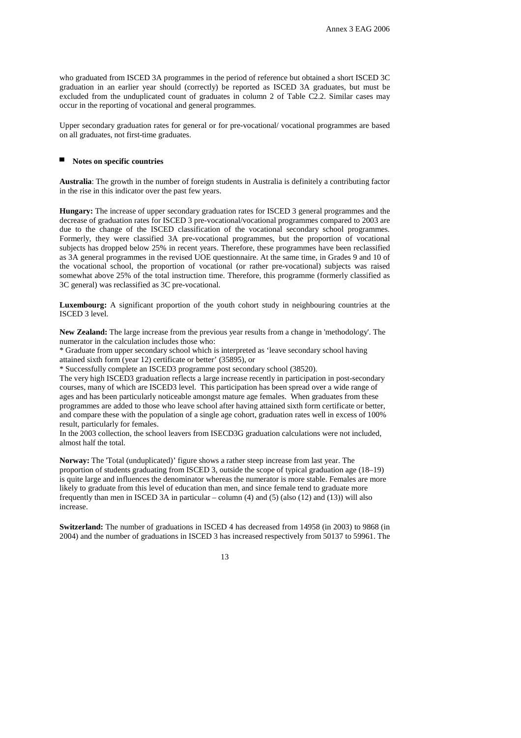who graduated from ISCED 3A programmes in the period of reference but obtained a short ISCED 3C graduation in an earlier year should (correctly) be reported as ISCED 3A graduates, but must be excluded from the unduplicated count of graduates in column 2 of Table C2.2. Similar cases may occur in the reporting of vocational and general programmes.

Upper secondary graduation rates for general or for pre-vocational/ vocational programmes are based on all graduates, not first-time graduates.

## Notes on specific countries

**Australia**: The growth in the number of foreign students in Australia is definitely a contributing factor in the rise in this indicator over the past few years.

**Hungary:** The increase of upper secondary graduation rates for ISCED 3 general programmes and the decrease of graduation rates for ISCED 3 pre-vocational/vocational programmes compared to 2003 are due to the change of the ISCED classification of the vocational secondary school programmes. Formerly, they were classified 3A pre-vocational programmes, but the proportion of vocational subjects has dropped below 25% in recent years. Therefore, these programmes have been reclassified as 3A general programmes in the revised UOE questionnaire. At the same time, in Grades 9 and 10 of the vocational school, the proportion of vocational (or rather pre-vocational) subjects was raised somewhat above 25% of the total instruction time. Therefore, this programme (formerly classified as 3C general) was reclassified as 3C pre-vocational.

**Luxembourg:** A significant proportion of the youth cohort study in neighbouring countries at the ISCED 3 level.

**New Zealand:** The large increase from the previous year results from a change in 'methodology'. The numerator in the calculation includes those who:

* Graduate from upper secondary school which is interpreted as 'leave secondary school having attained sixth form (year 12) certificate or better' (35895), or
* Successfully complete an ISCED3 programme post secondary school (38520).

The very high ISCED3 graduation reflects a large increase recently in participation in post-secondary courses, many of which are ISCED3 level. This participation has been spread over a wide range of ages and has been particularly noticeable amongst mature age females. When graduates from these programmes are added to those who leave school after having attained sixth form certificate or better, and compare these with the population of a single age cohort, graduation rates well in excess of 100% result, particularly for females.

In the 2003 collection, the school leavers from ISECD3G graduation calculations were not included, almost half the total.

**Norway:** The 'Total (unduplicated)' figure shows a rather steep increase from last year. The proportion of students graduating from ISCED 3, outside the scope of typical graduation age (18–19) is quite large and influences the denominator whereas the numerator is more stable. Females are more likely to graduate from this level of education than men, and since female tend to graduate more frequently than men in ISCED 3A in particular – column (4) and (5) (also (12) and (13)) will also increase.

**Switzerland:** The number of graduations in ISCED 4 has decreased from 14958 (in 2003) to 9868 (in 2004) and the number of graduations in ISCED 3 has increased respectively from 50137 to 59961. The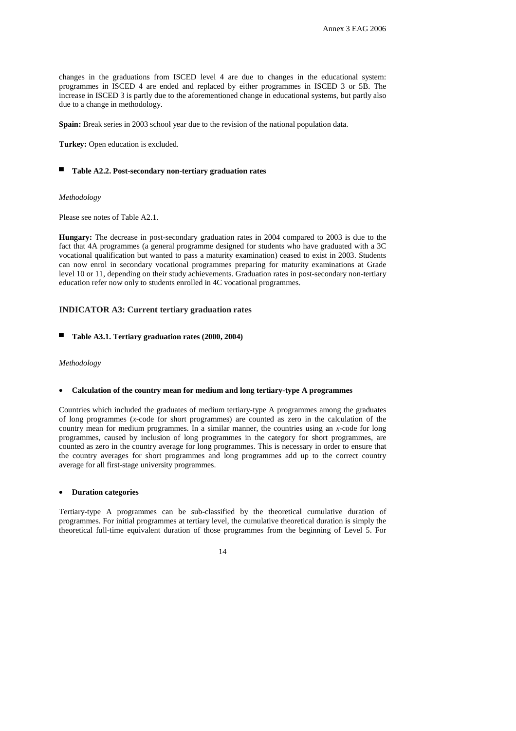changes in the graduations from ISCED level 4 are due to changes in the educational system: programmes in ISCED 4 are ended and replaced by either programmes in ISCED 3 or 5B. The increase in ISCED 3 is partly due to the aforementioned change in educational systems, but partly also due to a change in methodology.

**Spain:** Break series in 2003 school year due to the revision of the national population data.

**Turkey:** Open education is excluded.

### Table A2.2. Post-secondary non-tertiary graduation rates

*Methodology*

Please see notes of Table A2.1.

**Hungary:** The decrease in post-secondary graduation rates in 2004 compared to 2003 is due to the fact that 4A programmes (a general programme designed for students who have graduated with a 3C vocational qualification but wanted to pass a maturity examination) ceased to exist in 2003. Students can now enrol in secondary vocational programmes preparing for maturity examinations at Grade level 10 or 11, depending on their study achievements. Graduation rates in post-secondary non-tertiary education refer now only to students enrolled in 4C vocational programmes.

## INDICATOR A3: Current tertiary graduation rates

### Table A3.1. Tertiary graduation rates (2000, 2004)

*Methodology*

- **Calculation of the country mean for medium and long tertiary-type A programmes**

Countries which included the graduates of medium tertiary-type A programmes among the graduates of long programmes (*x*-code for short programmes) are counted as zero in the calculation of the country mean for medium programmes. In a similar manner, the countries using an *x*-code for long programmes, caused by inclusion of long programmes in the category for short programmes, are counted as zero in the country average for long programmes. This is necessary in order to ensure that the country averages for short programmes and long programmes add up to the correct country average for all first-stage university programmes.

- **Duration categories**

Tertiary-type A programmes can be sub-classified by the theoretical cumulative duration of programmes. For initial programmes at tertiary level, the cumulative theoretical duration is simply the theoretical full-time equivalent duration of those programmes from the beginning of Level 5. For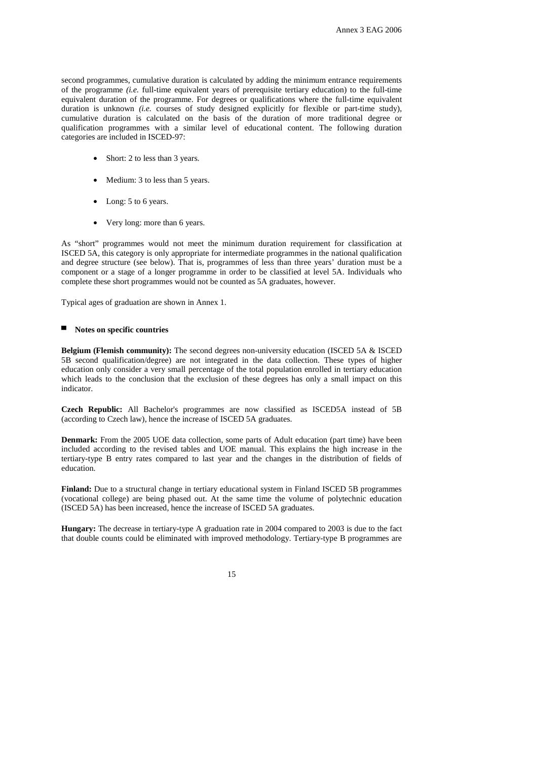second programmes, cumulative duration is calculated by adding the minimum entrance requirements of the programme *(i.e.* full-time equivalent years of prerequisite tertiary education) to the full-time equivalent duration of the programme. For degrees or qualifications where the full-time equivalent duration is unknown *(i.e.* courses of study designed explicitly for flexible or part-time study), cumulative duration is calculated on the basis of the duration of more traditional degree or qualification programmes with a similar level of educational content. The following duration categories are included in ISCED-97:

- Short: 2 to less than 3 years.
- Medium: 3 to less than 5 years.
- Long: 5 to 6 years.
- Very long: more than 6 years.

As "short" programmes would not meet the minimum duration requirement for classification at ISCED 5A, this category is only appropriate for intermediate programmes in the national qualification and degree structure (see below). That is, programmes of less than three years' duration must be a component or a stage of a longer programme in order to be classified at level 5A. Individuals who complete these short programmes would not be counted as 5A graduates, however.

Typical ages of graduation are shown in Annex 1.

## Notes on specific countries

**Belgium (Flemish community):** The second degrees non-university education (ISCED 5A & ISCED 5B second qualification/degree) are not integrated in the data collection. These types of higher education only consider a very small percentage of the total population enrolled in tertiary education which leads to the conclusion that the exclusion of these degrees has only a small impact on this indicator.

**Czech Republic:** All Bachelor's programmes are now classified as ISCED5A instead of 5B (according to Czech law), hence the increase of ISCED 5A graduates.

**Denmark:** From the 2005 UOE data collection, some parts of Adult education (part time) have been included according to the revised tables and UOE manual. This explains the high increase in the tertiary-type B entry rates compared to last year and the changes in the distribution of fields of education.

**Finland:** Due to a structural change in tertiary educational system in Finland ISCED 5B programmes (vocational college) are being phased out. At the same time the volume of polytechnic education (ISCED 5A) has been increased, hence the increase of ISCED 5A graduates.

**Hungary:** The decrease in tertiary-type A graduation rate in 2004 compared to 2003 is due to the fact that double counts could be eliminated with improved methodology. Tertiary-type B programmes are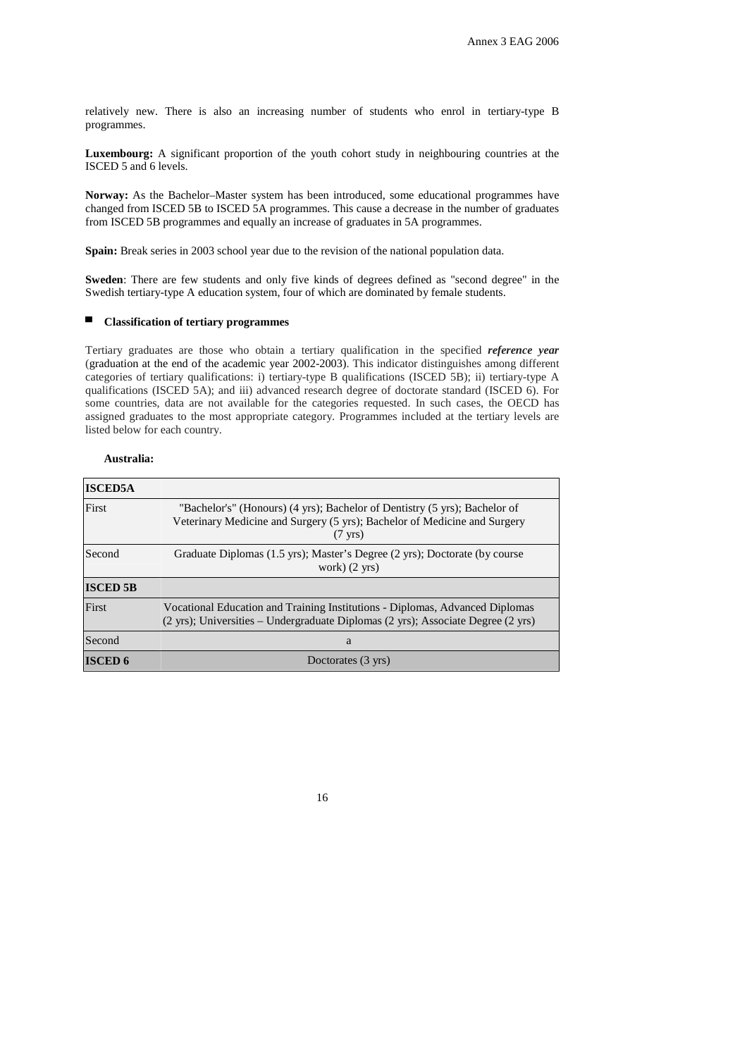relatively new. There is also an increasing number of students who enrol in tertiary-type B programmes.

**Luxembourg:** A significant proportion of the youth cohort study in neighbouring countries at the ISCED 5 and 6 levels.

**Norway:** As the Bachelor–Master system has been introduced, some educational programmes have changed from ISCED 5B to ISCED 5A programmes. This cause a decrease in the number of graduates from ISCED 5B programmes and equally an increase of graduates in 5A programmes.

**Spain:** Break series in 2003 school year due to the revision of the national population data.

**Sweden**: There are few students and only five kinds of degrees defined as "second degree" in the Swedish tertiary-type A education system, four of which are dominated by female students.

### Classification of tertiary programmes

Tertiary graduates are those who obtain a tertiary qualification in the specified ***reference year*** (graduation at the end of the academic year 2002-2003). This indicator distinguishes among different categories of tertiary qualifications: i) tertiary-type B qualifications (ISCED 5B); ii) tertiary-type A qualifications (ISCED 5A); and iii) advanced research degree of doctorate standard (ISCED 6). For some countries, data are not available for the categories requested. In such cases, the OECD has assigned graduates to the most appropriate category. Programmes included at the tertiary levels are listed below for each country.

**Australia:**

| **ISCED5A** | |
|---|---|
| First | "Bachelor's" (Honours) (4 yrs); Bachelor of Dentistry (5 yrs); Bachelor of Veterinary Medicine and Surgery (5 yrs); Bachelor of Medicine and Surgery (7 yrs) |
| Second | Graduate Diplomas (1.5 yrs); Master's Degree (2 yrs); Doctorate (by course work) (2 yrs) |
| **ISCED 5B** | |
| First | Vocational Education and Training Institutions - Diplomas, Advanced Diplomas (2 yrs); Universities – Undergraduate Diplomas (2 yrs); Associate Degree (2 yrs) |
| Second | a |
| **ISCED 6** | Doctorates (3 yrs) |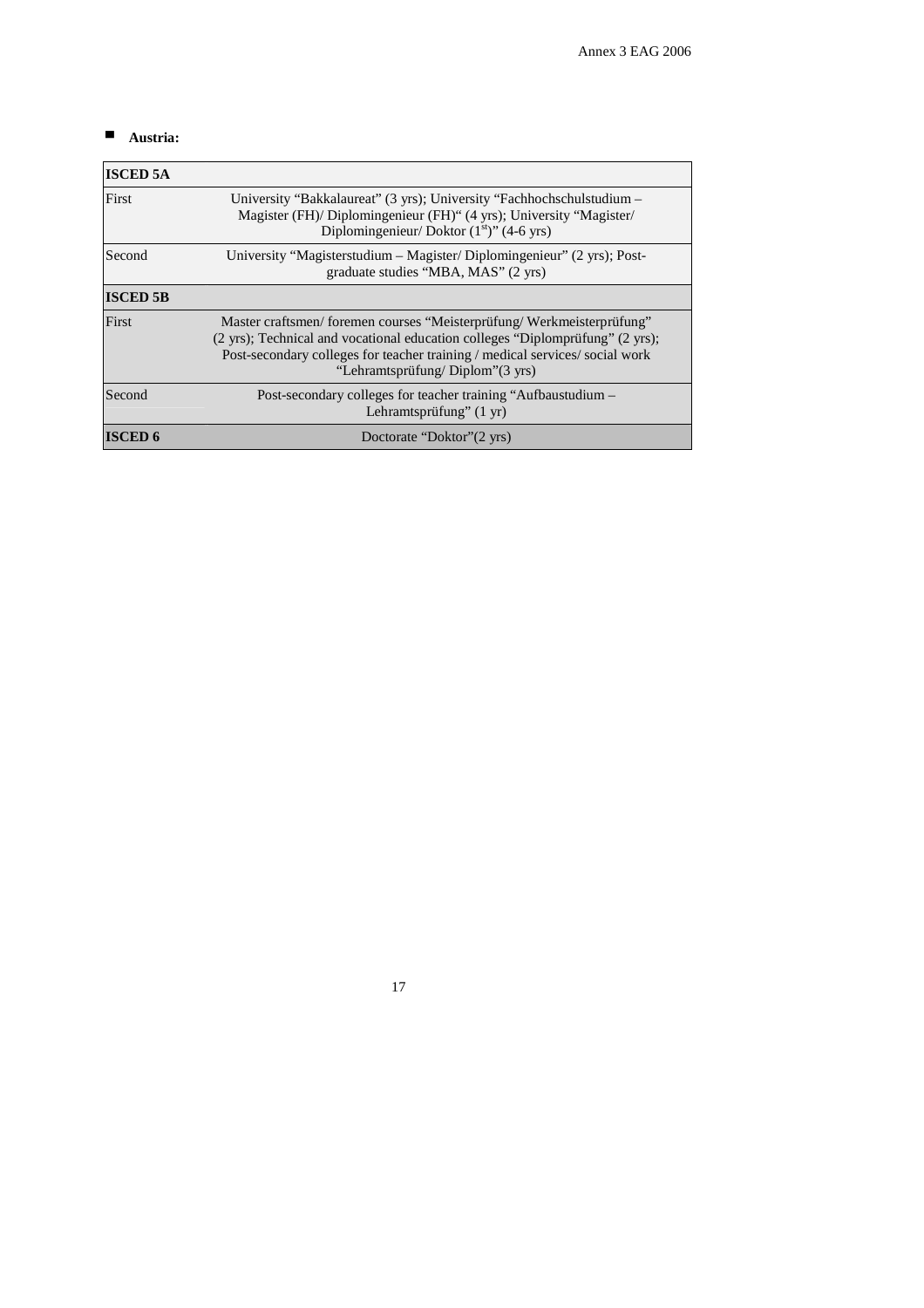- **Austria:**

| ISCED 5A | |
|---|---|
| First | University "Bakkalaureat" (3 yrs); University "Fachhochschulstudium – Magister (FH)/ Diplomingenieur (FH)" (4 yrs); University "Magister/ Diplomingenieur/ Doktor (1st)" (4-6 yrs) |
| Second | University "Magisterstudium – Magister/ Diplomingenieur" (2 yrs); Post-graduate studies "MBA, MAS" (2 yrs) |
| **ISCED 5B** | |
| First | Master craftsmen/ foremen courses "Meisterprüfung/ Werkmeisterprüfung" (2 yrs); Technical and vocational education colleges "Diplomprüfung" (2 yrs); Post-secondary colleges for teacher training / medical services/ social work "Lehramtsprüfung/ Diplom"(3 yrs) |
| Second | Post-secondary colleges for teacher training "Aufbaustudium – Lehramtsprüfung" (1 yr) |
| **ISCED 6** | Doctorate "Doktor"(2 yrs) |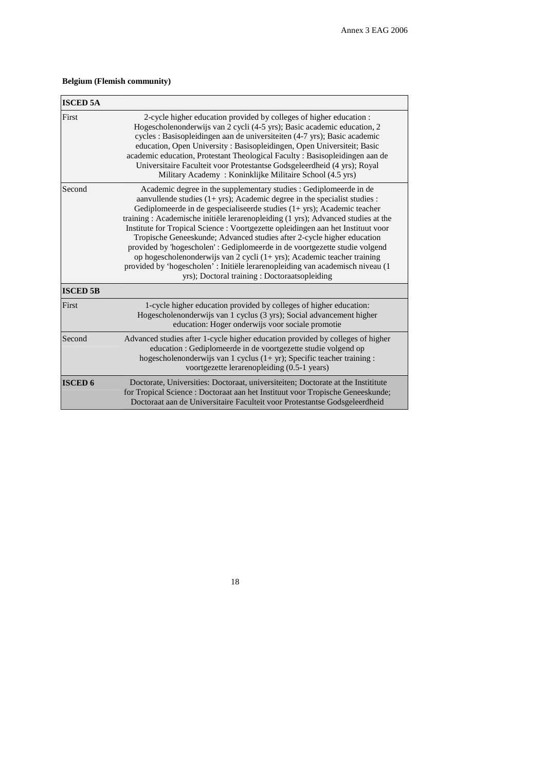**Belgium (Flemish community)**

| ISCED 5A | |
|---|---|
| First | 2-cycle higher education provided by colleges of higher education : Hogescholenonderwijs van 2 cycli (4-5 yrs); Basic academic education, 2 cycles : Basisopleidingen aan de universiteiten (4-7 yrs); Basic academic education, Open University : Basisopleidingen, Open Universiteit; Basic academic education, Protestant Theological Faculty : Basisopleidingen aan de Universitaire Faculteit voor Protestantse Godsgeleerdheid (4 yrs); Royal Military Academy : Koninklijke Militaire School (4.5 yrs) |
| Second | Academic degree in the supplementary studies : Gediplomeerde in de aanvullende studies (1+ yrs); Academic degree in the specialist studies : Gediplomeerde in de gespecialiseerde studies (1+ yrs); Academic teacher training : Academische initiële lerarenopleiding (1 yrs); Advanced studies at the Institute for Tropical Science : Voortgezette opleidingen aan het Instituut voor Tropische Geneeskunde; Advanced studies after 2-cycle higher education provided by 'hogescholen' : Gediplomeerde in de voortgezette studie volgend op hogescholenonderwijs van 2 cycli (1+ yrs); Academic teacher training provided by 'hogescholen' : Initiële lerarenopleiding van academisch niveau (1 yrs); Doctoral training : Doctoraatsopleiding |
| **ISCED 5B** | |
| First | 1-cycle higher education provided by colleges of higher education: Hogescholenonderwijs van 1 cyclus (3 yrs); Social advancement higher education: Hoger onderwijs voor sociale promotie |
| Second | Advanced studies after 1-cycle higher education provided by colleges of higher education : Gediplomeerde in de voortgezette studie volgend op hogescholenonderwijs van 1 cyclus (1+ yr); Specific teacher training : voortgezette lerarenopleiding (0.5-1 years) |
| **ISCED 6** | Doctorate, Universities: Doctoraat, universiteiten; Doctorate at the Instititute for Tropical Science : Doctoraat aan het Instituut voor Tropische Geneeskunde; Doctoraat aan de Universitaire Faculteit voor Protestantse Godsgeleerdheid |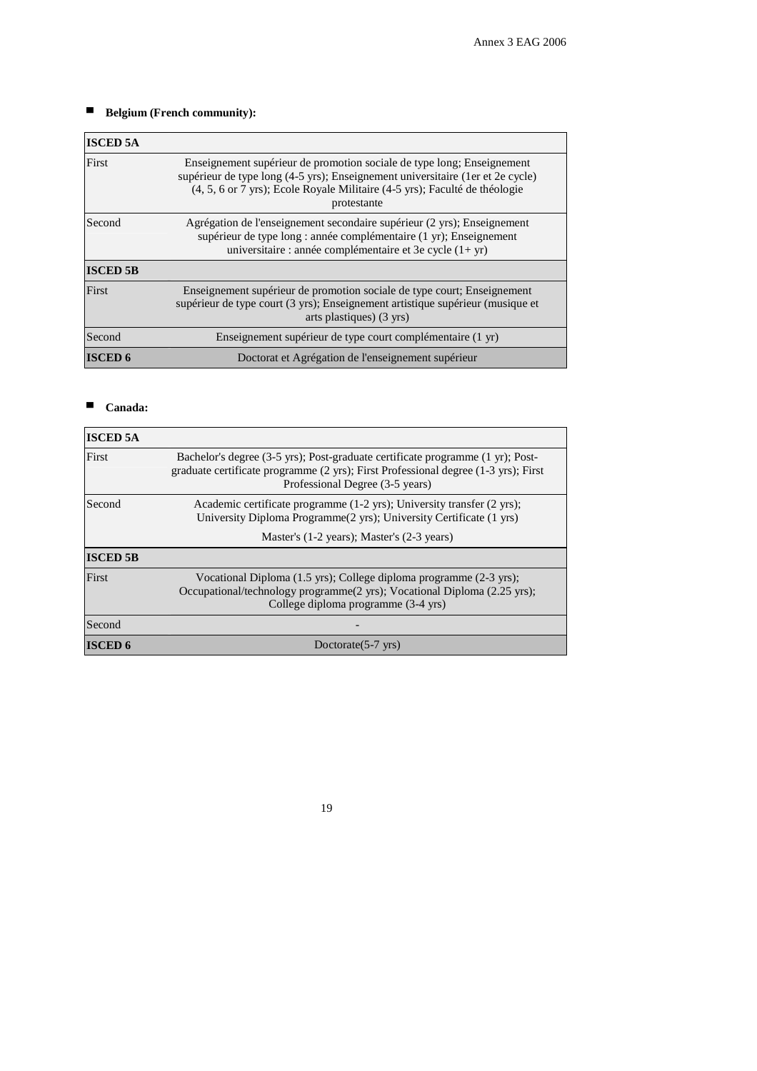- **Belgium (French community):**

| ISCED 5A | |
|---|---|
| First | Enseignement supérieur de promotion sociale de type long; Enseignement supérieur de type long (4-5 yrs); Enseignement universitaire (1er et 2e cycle) (4, 5, 6 or 7 yrs); Ecole Royale Militaire (4-5 yrs); Faculté de théologie protestante |
| Second | Agrégation de l'enseignement secondaire supérieur (2 yrs); Enseignement supérieur de type long : année complémentaire (1 yr); Enseignement universitaire : année complémentaire et 3e cycle (1+ yr) |
| **ISCED 5B** | |
| First | Enseignement supérieur de promotion sociale de type court; Enseignement supérieur de type court (3 yrs); Enseignement artistique supérieur (musique et arts plastiques) (3 yrs) |
| Second | Enseignement supérieur de type court complémentaire (1 yr) |
| **ISCED 6** | Doctorat et Agrégation de l'enseignement supérieur |

- **Canada:**

| ISCED 5A | |
|---|---|
| First | Bachelor's degree (3-5 yrs); Post-graduate certificate programme (1 yr); Post-graduate certificate programme (2 yrs); First Professional degree (1-3 yrs); First Professional Degree (3-5 years) |
| Second | Academic certificate programme (1-2 yrs); University transfer (2 yrs); University Diploma Programme(2 yrs); University Certificate (1 yrs) |
| | Master's (1-2 years); Master's (2-3 years) |
| **ISCED 5B** | |
| First | Vocational Diploma (1.5 yrs); College diploma programme (2-3 yrs); Occupational/technology programme(2 yrs); Vocational Diploma (2.25 yrs); College diploma programme (3-4 yrs) |
| Second | - |
| **ISCED 6** | Doctorate(5-7 yrs) |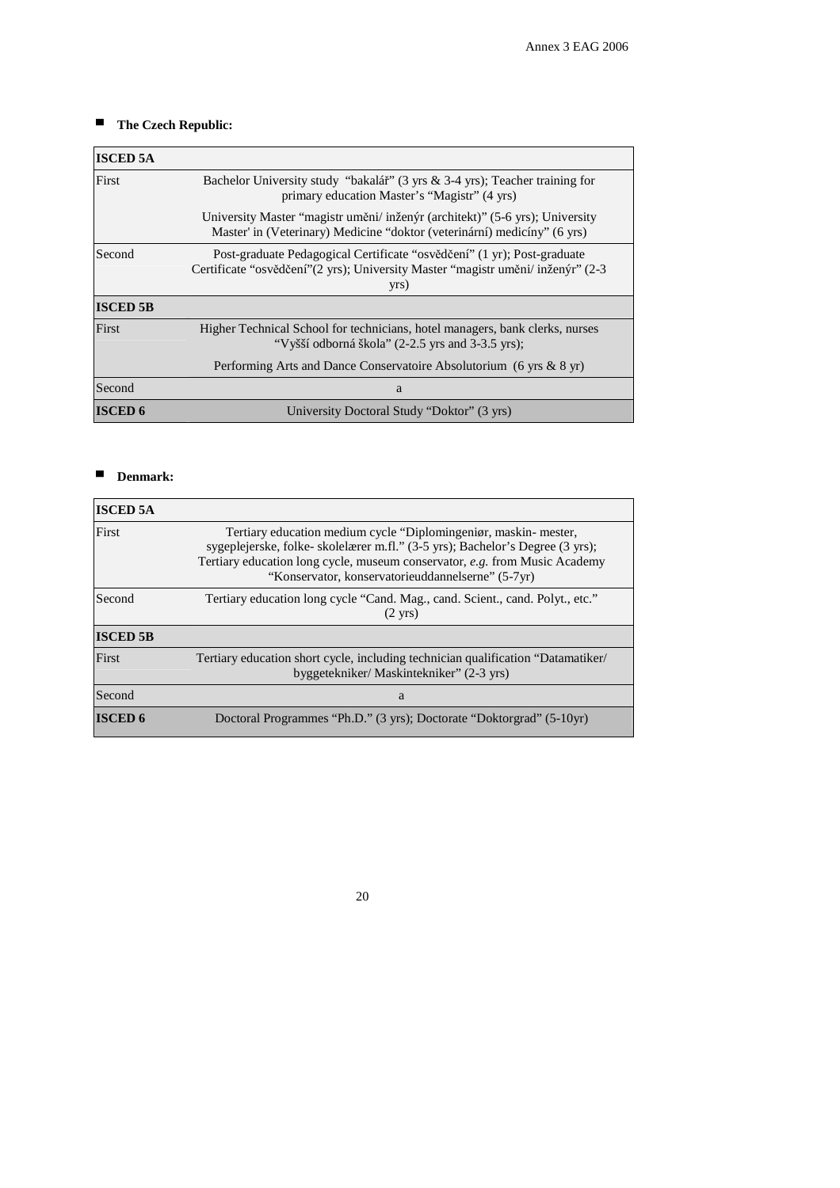- **The Czech Republic:**

| ISCED 5A | |
|---|---|
| First | Bachelor University study "bakalář" (3 yrs & 3-4 yrs); Teacher training for primary education Master's "Magistr" (4 yrs) |
| | University Master "magistr uměni/ inženýr (architekt)" (5-6 yrs); University Master' in (Veterinary) Medicine "doktor (veterinární) medicíny" (6 yrs) |
| Second | Post-graduate Pedagogical Certificate "osvědčení" (1 yr); Post-graduate Certificate "osvědčení"(2 yrs); University Master "magistr uměni/ inženýr" (2-3 yrs) |
| **ISCED 5B** | |
| First | Higher Technical School for technicians, hotel managers, bank clerks, nurses "Vyšší odborná škola" (2-2.5 yrs and 3-3.5 yrs); |
| | Performing Arts and Dance Conservatoire Absolutorium (6 yrs & 8 yr) |
| Second | a |
| **ISCED 6** | University Doctoral Study "Doktor" (3 yrs) |

- **Denmark:**

| ISCED 5A | |
|---|---|
| First | Tertiary education medium cycle "Diplomingeniør, maskin- mester, sygeplejerske, folke- skolelærer m.fl." (3-5 yrs); Bachelor's Degree (3 yrs); Tertiary education long cycle, museum conservator, *e.g.* from Music Academy "Konservator, konservatorieuddannelserne" (5-7yr) |
| Second | Tertiary education long cycle "Cand. Mag., cand. Scient., cand. Polyt., etc." (2 yrs) |
| **ISCED 5B** | |
| First | Tertiary education short cycle, including technician qualification "Datamatiker/ byggetekniker/ Maskintekniker" (2-3 yrs) |
| Second | a |
| **ISCED 6** | Doctoral Programmes "Ph.D." (3 yrs); Doctorate "Doktorgrad" (5-10yr) |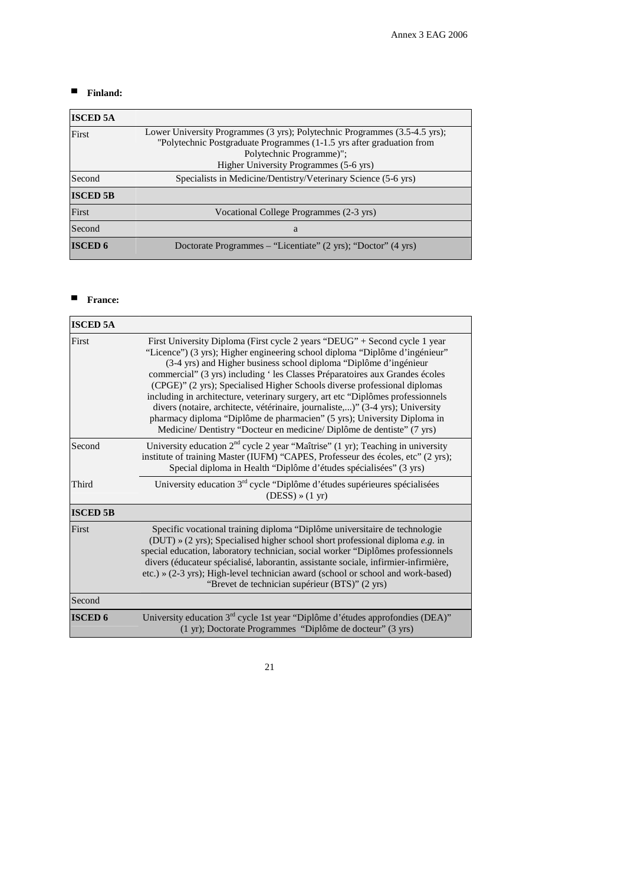- **Finland:**

| ISCED 5A | |
|---|---|
| First | Lower University Programmes (3 yrs); Polytechnic Programmes (3.5-4.5 yrs); "Polytechnic Postgraduate Programmes (1-1.5 yrs after graduation from Polytechnic Programme)"; Higher University Programmes (5-6 yrs) |
| Second | Specialists in Medicine/Dentistry/Veterinary Science (5-6 yrs) |
| **ISCED 5B** | |
| First | Vocational College Programmes (2-3 yrs) |
| Second | a |
| **ISCED 6** | Doctorate Programmes – "Licentiate" (2 yrs); "Doctor" (4 yrs) |

- **France:**

| ISCED 5A | |
|---|---|
| First | First University Diploma (First cycle 2 years "DEUG" + Second cycle 1 year "Licence") (3 yrs); Higher engineering school diploma "Diplôme d'ingénieur" (3-4 yrs) and Higher business school diploma "Diplôme d'ingénieur commercial" (3 yrs) including ' les Classes Préparatoires aux Grandes écoles (CPGE)" (2 yrs); Specialised Higher Schools diverse professional diplomas including in architecture, veterinary surgery, art etc "Diplômes professionnels divers (notaire, architecte, vétérinaire, journaliste,...)" (3-4 yrs); University pharmacy diploma "Diplôme de pharmacien" (5 yrs); University Diploma in Medicine/ Dentistry "Docteur en medicine/ Diplôme de dentiste" (7 yrs) |
| Second | University education 2nd cycle 2 year "Maîtrise" (1 yr); Teaching in university institute of training Master (IUFM) "CAPES, Professeur des écoles, etc" (2 yrs); Special diploma in Health "Diplôme d'études spécialisées" (3 yrs) |
| Third | University education 3rd cycle "Diplôme d'études supérieures spécialisées (DESS) » (1 yr) |
| **ISCED 5B** | |
| First | Specific vocational training diploma "Diplôme universitaire de technologie (DUT) » (2 yrs); Specialised higher school short professional diploma *e.g.* in special education, laboratory technician, social worker "Diplômes professionnels divers (éducateur spécialisé, laborantin, assistante sociale, infirmier-infirmière, etc.) » (2-3 yrs); High-level technician award (school or school and work-based) "Brevet de technician supérieur (BTS)" (2 yrs) |
| Second | |
| **ISCED 6** | University education 3rd cycle 1st year "Diplôme d'études approfondies (DEA)" (1 yr); Doctorate Programmes "Diplôme de docteur" (3 yrs) |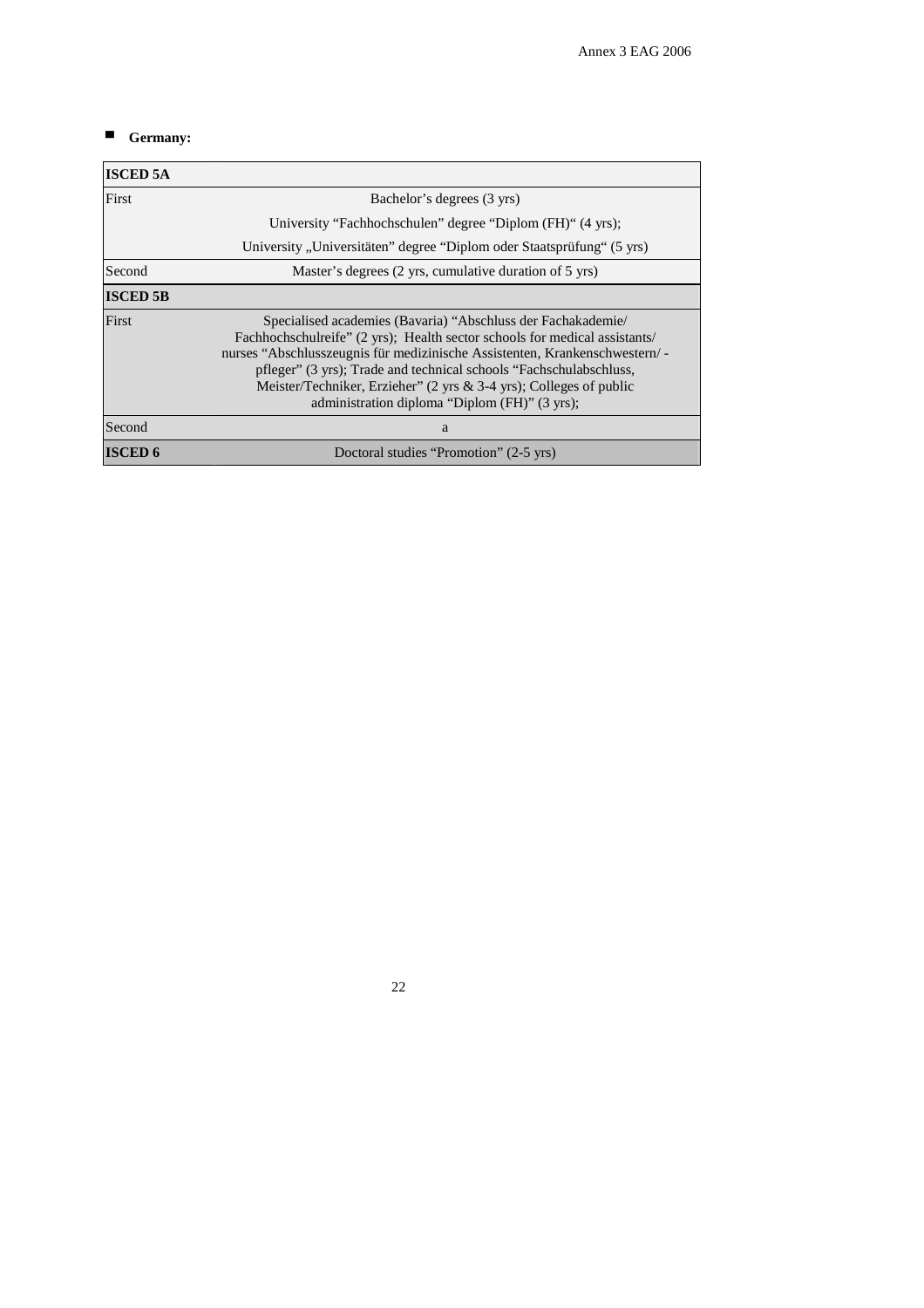- **Germany:**

| ISCED 5A | |
|---|---|
| First | Bachelor's degrees (3 yrs)<br>University "Fachhochschulen" degree "Diplom (FH)" (4 yrs);<br>University „Universitäten" degree "Diplom oder Staatsprüfung" (5 yrs) |
| Second | Master's degrees (2 yrs, cumulative duration of 5 yrs) |
| **ISCED 5B** | |
| First | Specialised academies (Bavaria) "Abschluss der Fachakademie/ Fachhochschulreife" (2 yrs); Health sector schools for medical assistants/ nurses "Abschlusszeugnis für medizinische Assistenten, Krankenschwestern/ -pfleger" (3 yrs); Trade and technical schools "Fachschulabschluss, Meister/Techniker, Erzieher" (2 yrs & 3-4 yrs); Colleges of public administration diploma "Diplom (FH)" (3 yrs); |
| Second | a |
| **ISCED 6** | Doctoral studies "Promotion" (2-5 yrs) |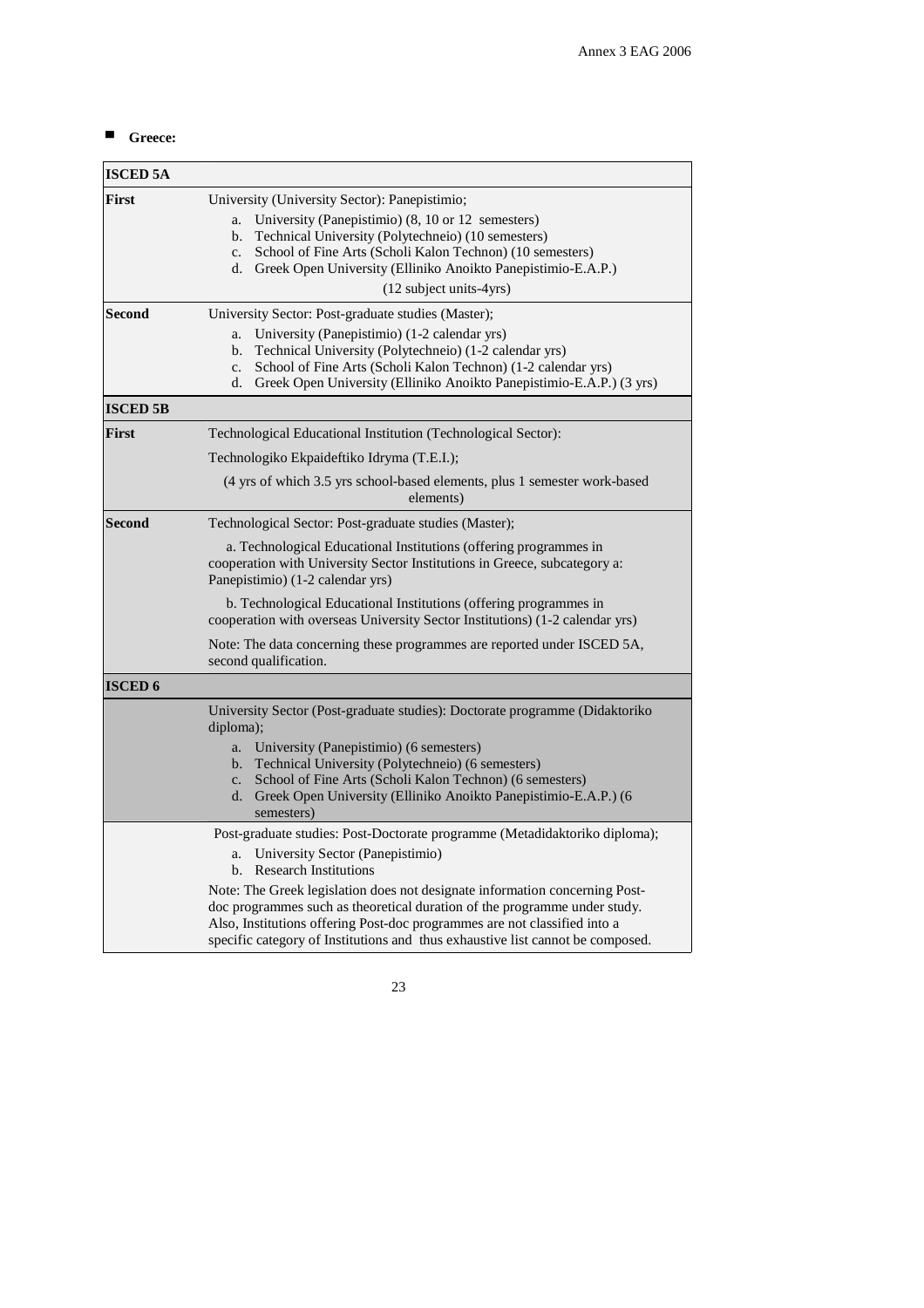- **Greece:**

| ISCED 5A | |
|---|---|
| **First** | University (University Sector): Panepistimio;<br>a. University (Panepistimio) (8, 10 or 12 semesters)<br>b. Technical University (Polytechneio) (10 semesters)<br>c. School of Fine Arts (Scholi Kalon Technon) (10 semesters)<br>d. Greek Open University (Elliniko Anoikto Panepistimio-E.A.P.)<br>(12 subject units-4yrs) |
| **Second** | University Sector: Post-graduate studies (Master);<br>a. University (Panepistimio) (1-2 calendar yrs)<br>b. Technical University (Polytechneio) (1-2 calendar yrs)<br>c. School of Fine Arts (Scholi Kalon Technon) (1-2 calendar yrs)<br>d. Greek Open University (Elliniko Anoikto Panepistimio-E.A.P.) (3 yrs) |
| **ISCED 5B** | |
| **First** | Technological Educational Institution (Technological Sector):<br>Technologiko Ekpaideftiko Idryma (T.E.I.);<br>(4 yrs of which 3.5 yrs school-based elements, plus 1 semester work-based elements) |
| **Second** | Technological Sector: Post-graduate studies (Master);<br>a. Technological Educational Institutions (offering programmes in cooperation with University Sector Institutions in Greece, subcategory a: Panepistimio) (1-2 calendar yrs)<br>b. Technological Educational Institutions (offering programmes in cooperation with overseas University Sector Institutions) (1-2 calendar yrs)<br>Note: The data concerning these programmes are reported under ISCED 5A, second qualification. |
| **ISCED 6** | |
| | University Sector (Post-graduate studies): Doctorate programme (Didaktoriko diploma);<br>a. University (Panepistimio) (6 semesters)<br>b. Technical University (Polytechneio) (6 semesters)<br>c. School of Fine Arts (Scholi Kalon Technon) (6 semesters)<br>d. Greek Open University (Elliniko Anoikto Panepistimio-E.A.P.) (6 semesters) |
| | Post-graduate studies: Post-Doctorate programme (Metadidaktoriko diploma);<br>a. University Sector (Panepistimio)<br>b. Research Institutions<br>Note: The Greek legislation does not designate information concerning Post-doc programmes such as theoretical duration of the programme under study. Also, Institutions offering Post-doc programmes are not classified into a specific category of Institutions and thus exhaustive list cannot be composed. |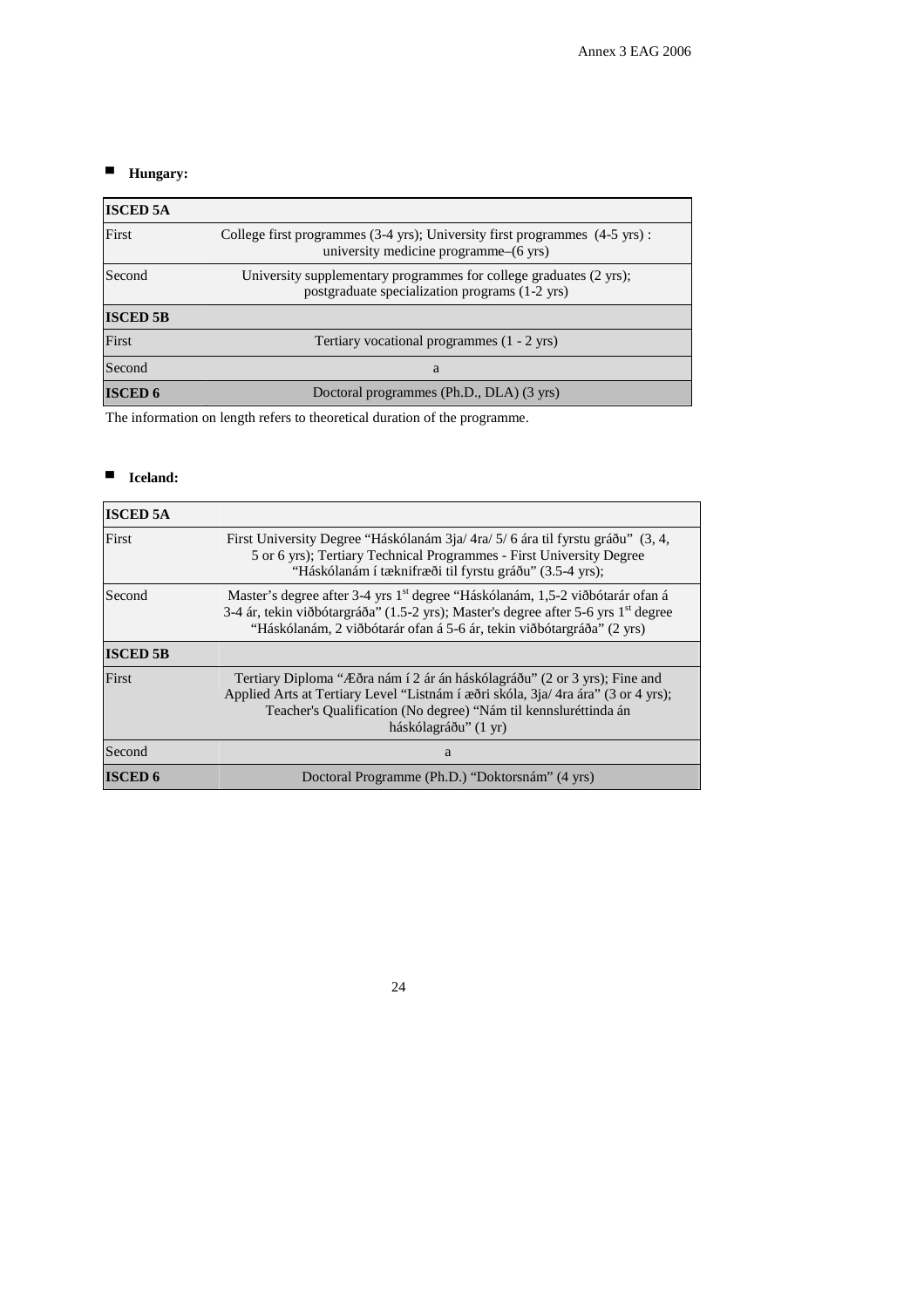- **Hungary:**

| ISCED 5A | |
|---|---|
| First | College first programmes (3-4 yrs); University first programmes (4-5 yrs) : university medicine programme–(6 yrs) |
| Second | University supplementary programmes for college graduates (2 yrs); postgraduate specialization programs (1-2 yrs) |
| **ISCED 5B** | |
| First | Tertiary vocational programmes (1 - 2 yrs) |
| Second | a |
| **ISCED 6** | Doctoral programmes (Ph.D., DLA) (3 yrs) |

The information on length refers to theoretical duration of the programme.

- **Iceland:**

| ISCED 5A | |
|---|---|
| First | First University Degree "Háskólanám 3ja/ 4ra/ 5/ 6 ára til fyrstu gráðu" (3, 4, 5 or 6 yrs); Tertiary Technical Programmes - First University Degree "Háskólanám í tæknifræði til fyrstu gráðu" (3.5-4 yrs); |
| Second | Master's degree after 3-4 yrs 1st degree "Háskólanám, 1,5-2 viðbótarár ofan á 3-4 ár, tekin viðbótargráða" (1.5-2 yrs); Master's degree after 5-6 yrs 1st degree "Háskólanám, 2 viðbótarár ofan á 5-6 ár, tekin viðbótargráða" (2 yrs) |
| **ISCED 5B** | |
| First | Tertiary Diploma "Æðra nám í 2 ár án háskólagráðu" (2 or 3 yrs); Fine and Applied Arts at Tertiary Level "Listnám í æðri skóla, 3ja/ 4ra ára" (3 or 4 yrs); Teacher's Qualification (No degree) "Nám til kennsluréttinda án háskólagráðu" (1 yr) |
| Second | a |
| **ISCED 6** | Doctoral Programme (Ph.D.) "Doktorsnám" (4 yrs) |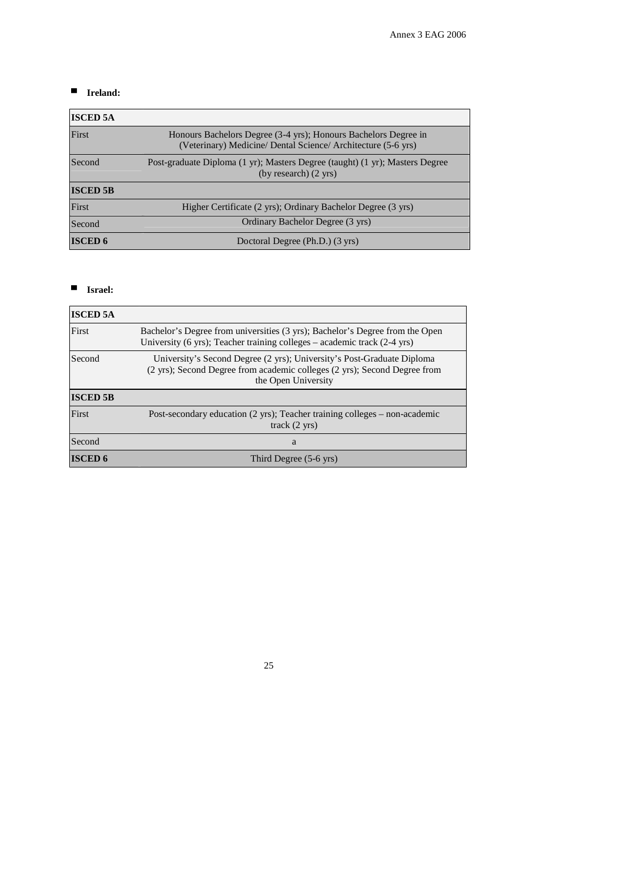- **Ireland:**

| ISCED 5A | |
|---|---|
| First | Honours Bachelors Degree (3-4 yrs); Honours Bachelors Degree in (Veterinary) Medicine/ Dental Science/ Architecture (5-6 yrs) |
| Second | Post-graduate Diploma (1 yr); Masters Degree (taught) (1 yr); Masters Degree (by research) (2 yrs) |
| **ISCED 5B** | |
| First | Higher Certificate (2 yrs); Ordinary Bachelor Degree (3 yrs) |
| Second | Ordinary Bachelor Degree (3 yrs) |
| **ISCED 6** | Doctoral Degree (Ph.D.) (3 yrs) |

- **Israel:**

| ISCED 5A | |
|---|---|
| First | Bachelor's Degree from universities (3 yrs); Bachelor's Degree from the Open University (6 yrs); Teacher training colleges – academic track (2-4 yrs) |
| Second | University's Second Degree (2 yrs); University's Post-Graduate Diploma (2 yrs); Second Degree from academic colleges (2 yrs); Second Degree from the Open University |
| **ISCED 5B** | |
| First | Post-secondary education (2 yrs); Teacher training colleges – non-academic track (2 yrs) |
| Second | a |
| **ISCED 6** | Third Degree (5-6 yrs) |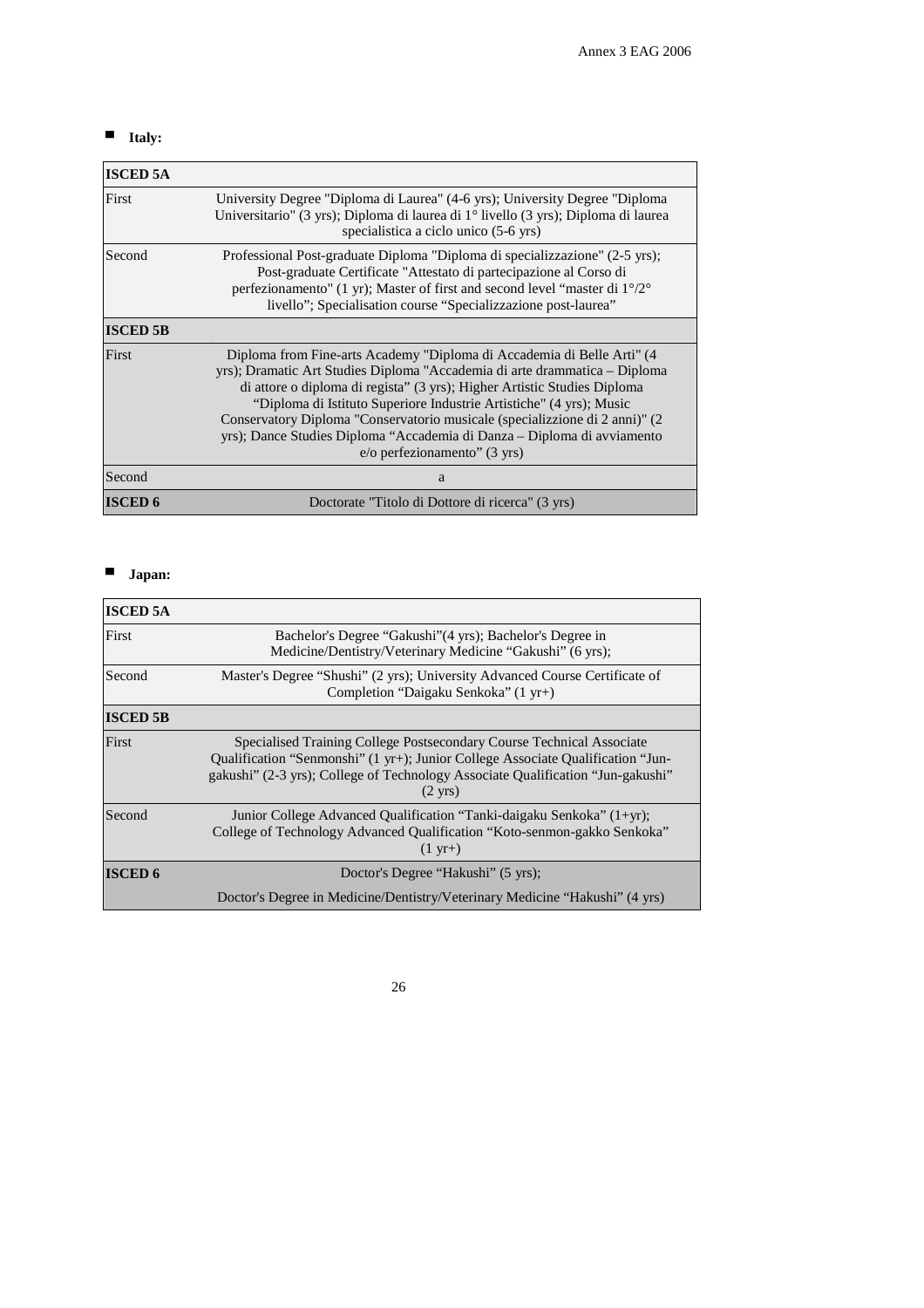- **Italy:**

| ISCED 5A | |
|---|---|
| First | University Degree "Diploma di Laurea" (4-6 yrs); University Degree "Diploma Universitario" (3 yrs); Diploma di laurea di 1° livello (3 yrs); Diploma di laurea specialistica a ciclo unico (5-6 yrs) |
| Second | Professional Post-graduate Diploma "Diploma di specializzazione" (2-5 yrs); Post-graduate Certificate "Attestato di partecipazione al Corso di perfezionamento" (1 yr); Master of first and second level "master di 1°/2° livello"; Specialisation course "Specializzazione post-laurea" |
| **ISCED 5B** | |
| First | Diploma from Fine-arts Academy "Diploma di Accademia di Belle Arti" (4 yrs); Dramatic Art Studies Diploma "Accademia di arte drammatica – Diploma di attore o diploma di regista" (3 yrs); Higher Artistic Studies Diploma "Diploma di Istituto Superiore Industrie Artistiche" (4 yrs); Music Conservatory Diploma "Conservatorio musicale (specializzione di 2 anni)" (2 yrs); Dance Studies Diploma "Accademia di Danza – Diploma di avviamento e/o perfezionamento" (3 yrs) |
| Second | a |
| **ISCED 6** | Doctorate "Titolo di Dottore di ricerca" (3 yrs) |

- **Japan:**

| ISCED 5A | |
|---|---|
| First | Bachelor's Degree "Gakushi"(4 yrs); Bachelor's Degree in Medicine/Dentistry/Veterinary Medicine "Gakushi" (6 yrs); |
| Second | Master's Degree "Shushi" (2 yrs); University Advanced Course Certificate of Completion "Daigaku Senkoka" (1 yr+) |
| **ISCED 5B** | |
| First | Specialised Training College Postsecondary Course Technical Associate Qualification "Senmonshi" (1 yr+); Junior College Associate Qualification "Jun-gakushi" (2-3 yrs); College of Technology Associate Qualification "Jun-gakushi" (2 yrs) |
| Second | Junior College Advanced Qualification "Tanki-daigaku Senkoka" (1+yr); College of Technology Advanced Qualification "Koto-senmon-gakko Senkoka" (1 yr+) |
| **ISCED 6** | Doctor's Degree "Hakushi" (5 yrs); Doctor's Degree in Medicine/Dentistry/Veterinary Medicine "Hakushi" (4 yrs) |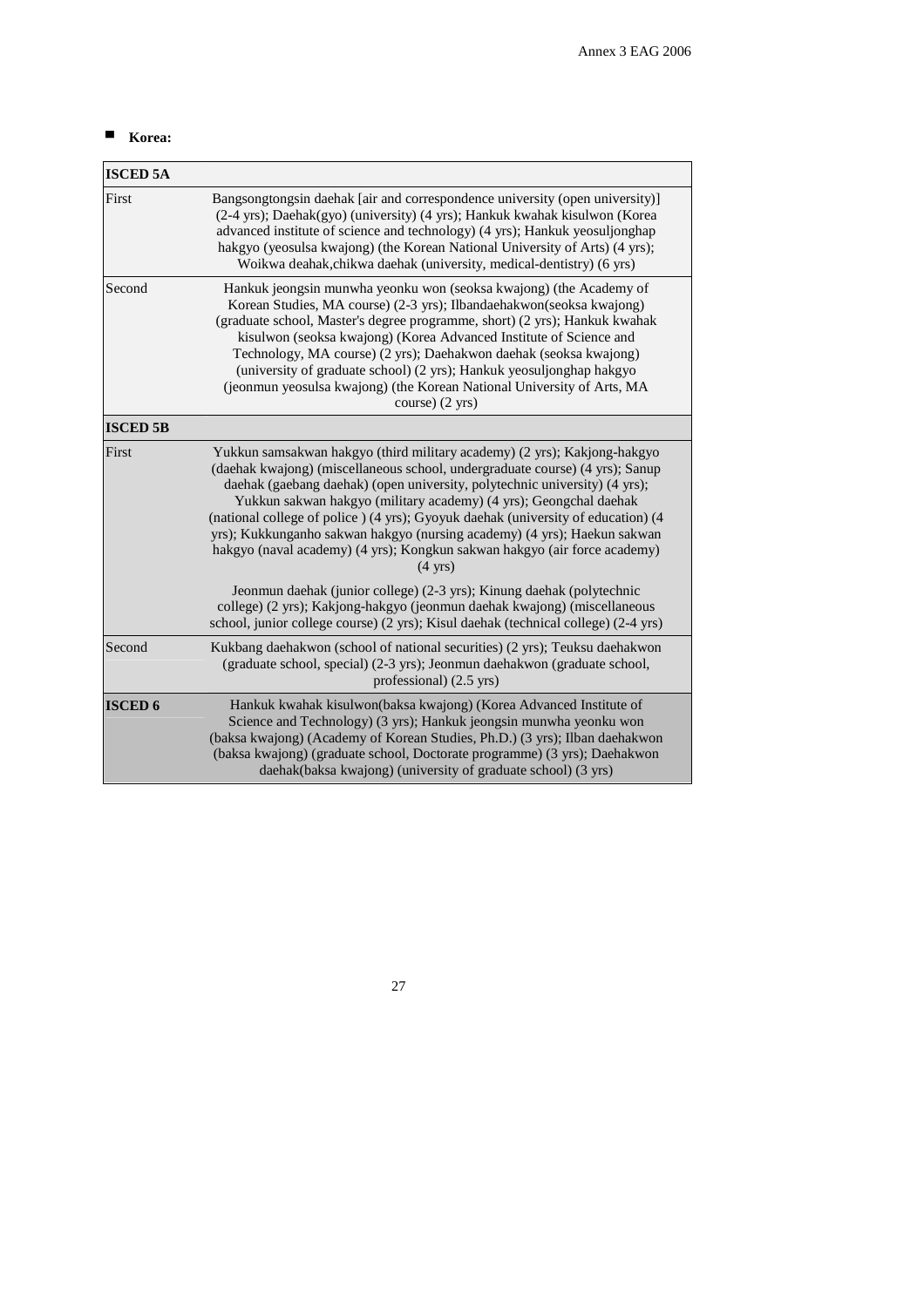- **Korea:**

| ISCED 5A | |
|---|---|
| First | Bangsongtongsin daehak [air and correspondence university (open university)] (2-4 yrs); Daehak(gyo) (university) (4 yrs); Hankuk kwahak kisulwon (Korea advanced institute of science and technology) (4 yrs); Hankuk yeosuljonghap hakgyo (yeosulsa kwajong) (the Korean National University of Arts) (4 yrs); Woikwa deahak,chikwa daehak (university, medical-dentistry) (6 yrs) |
| Second | Hankuk jeongsin munwha yeonku won (seoksa kwajong) (the Academy of Korean Studies, MA course) (2-3 yrs); Ilbandaehakwon(seoksa kwajong) (graduate school, Master's degree programme, short) (2 yrs); Hankuk kwahak kisulwon (seoksa kwajong) (Korea Advanced Institute of Science and Technology, MA course) (2 yrs); Daehakwon daehak (seoksa kwajong) (university of graduate school) (2 yrs); Hankuk yeosuljonghap hakgyo (jeonmun yeosulsa kwajong) (the Korean National University of Arts, MA course) (2 yrs) |
| **ISCED 5B** | |
| First | Yukkun samsakwan hakgyo (third military academy) (2 yrs); Kakjong-hakgyo (daehak kwajong) (miscellaneous school, undergraduate course) (4 yrs); Sanup daehak (gaebang daehak) (open university, polytechnic university) (4 yrs); Yukkun sakwan hakgyo (military academy) (4 yrs); Geongchal daehak (national college of police ) (4 yrs); Gyoyuk daehak (university of education) (4 yrs); Kukkunganho sakwan hakgyo (nursing academy) (4 yrs); Haekun sakwan hakgyo (naval academy) (4 yrs); Kongkun sakwan hakgyo (air force academy) (4 yrs)<br><br>Jeonmun daehak (junior college) (2-3 yrs); Kinung daehak (polytechnic college) (2 yrs); Kakjong-hakgyo (jeonmun daehak kwajong) (miscellaneous school, junior college course) (2 yrs); Kisul daehak (technical college) (2-4 yrs) |
| Second | Kukbang daehakwon (school of national securities) (2 yrs); Teuksu daehakwon (graduate school, special) (2-3 yrs); Jeonmun daehakwon (graduate school, professional) (2.5 yrs) |
| **ISCED 6** | Hankuk kwahak kisulwon(baksa kwajong) (Korea Advanced Institute of Science and Technology) (3 yrs); Hankuk jeongsin munwha yeonku won (baksa kwajong) (Academy of Korean Studies, Ph.D.) (3 yrs); Ilban daehakwon (baksa kwajong) (graduate school, Doctorate programme) (3 yrs); Daehakwon daehak(baksa kwajong) (university of graduate school) (3 yrs) |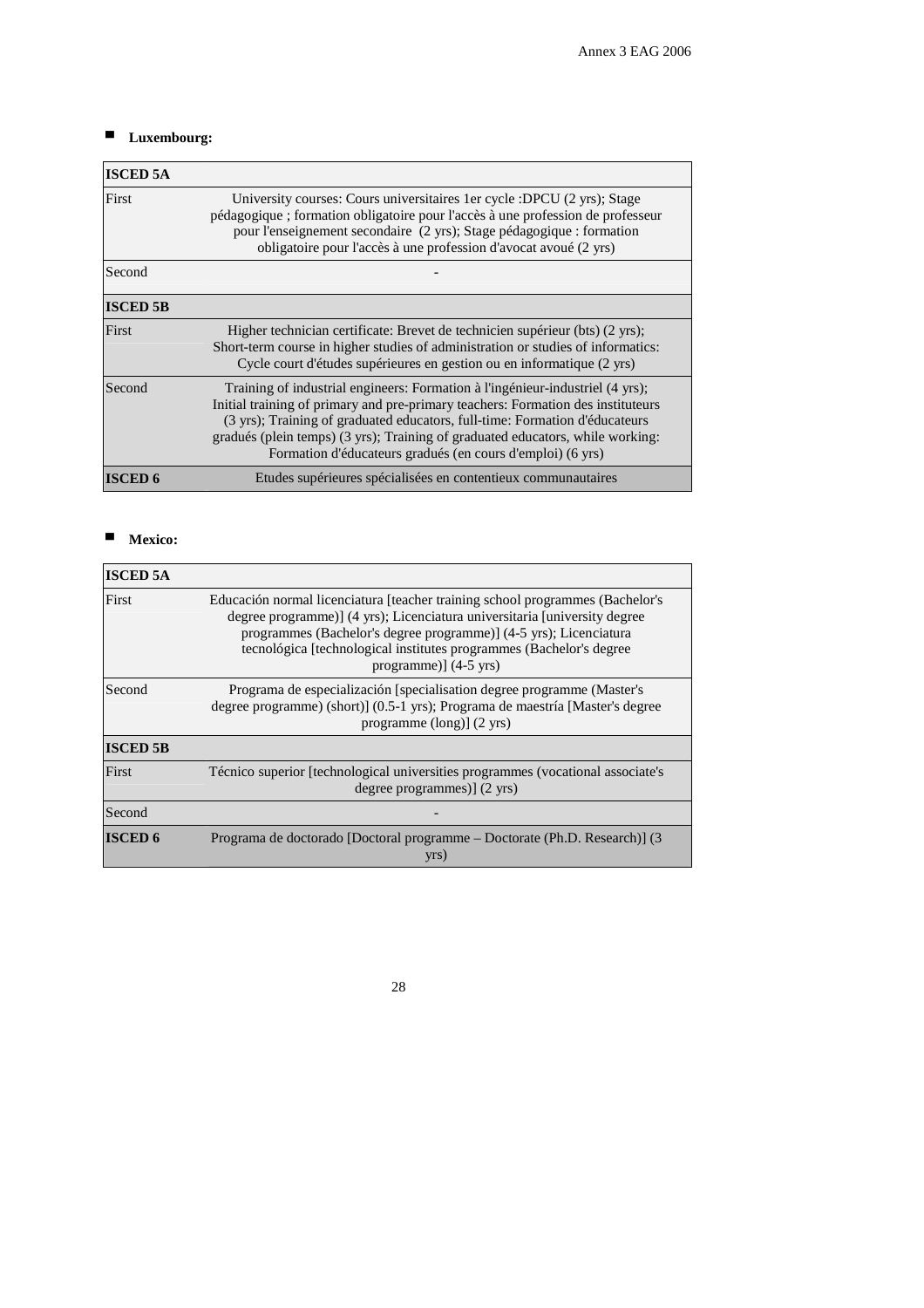- **Luxembourg:**

| ISCED 5A | |
|---|---|
| First | University courses: Cours universitaires 1er cycle :DPCU (2 yrs); Stage pédagogique ; formation obligatoire pour l'accès à une profession de professeur pour l'enseignement secondaire (2 yrs); Stage pédagogique : formation obligatoire pour l'accès à une profession d'avocat avoué (2 yrs) |
| Second | - |
| **ISCED 5B** | |
| First | Higher technician certificate: Brevet de technicien supérieur (bts) (2 yrs); Short-term course in higher studies of administration or studies of informatics: Cycle court d'études supérieures en gestion ou en informatique (2 yrs) |
| Second | Training of industrial engineers: Formation à l'ingénieur-industriel (4 yrs); Initial training of primary and pre-primary teachers: Formation des instituteurs (3 yrs); Training of graduated educators, full-time: Formation d'éducateurs gradués (plein temps) (3 yrs); Training of graduated educators, while working: Formation d'éducateurs gradués (en cours d'emploi) (6 yrs) |
| **ISCED 6** | Etudes supérieures spécialisées en contentieux communautaires |

- **Mexico:**

| ISCED 5A | |
|---|---|
| First | Educación normal licenciatura [teacher training school programmes (Bachelor's degree programme)] (4 yrs); Licenciatura universitaria [university degree programmes (Bachelor's degree programme)] (4-5 yrs); Licenciatura tecnológica [technological institutes programmes (Bachelor's degree programme)] (4-5 yrs) |
| Second | Programa de especialización [specialisation degree programme (Master's degree programme) (short)] (0.5-1 yrs); Programa de maestría [Master's degree programme (long)] (2 yrs) |
| **ISCED 5B** | |
| First | Técnico superior [technological universities programmes (vocational associate's degree programmes)] (2 yrs) |
| Second | - |
| **ISCED 6** | Programa de doctorado [Doctoral programme – Doctorate (Ph.D. Research)] (3 yrs) |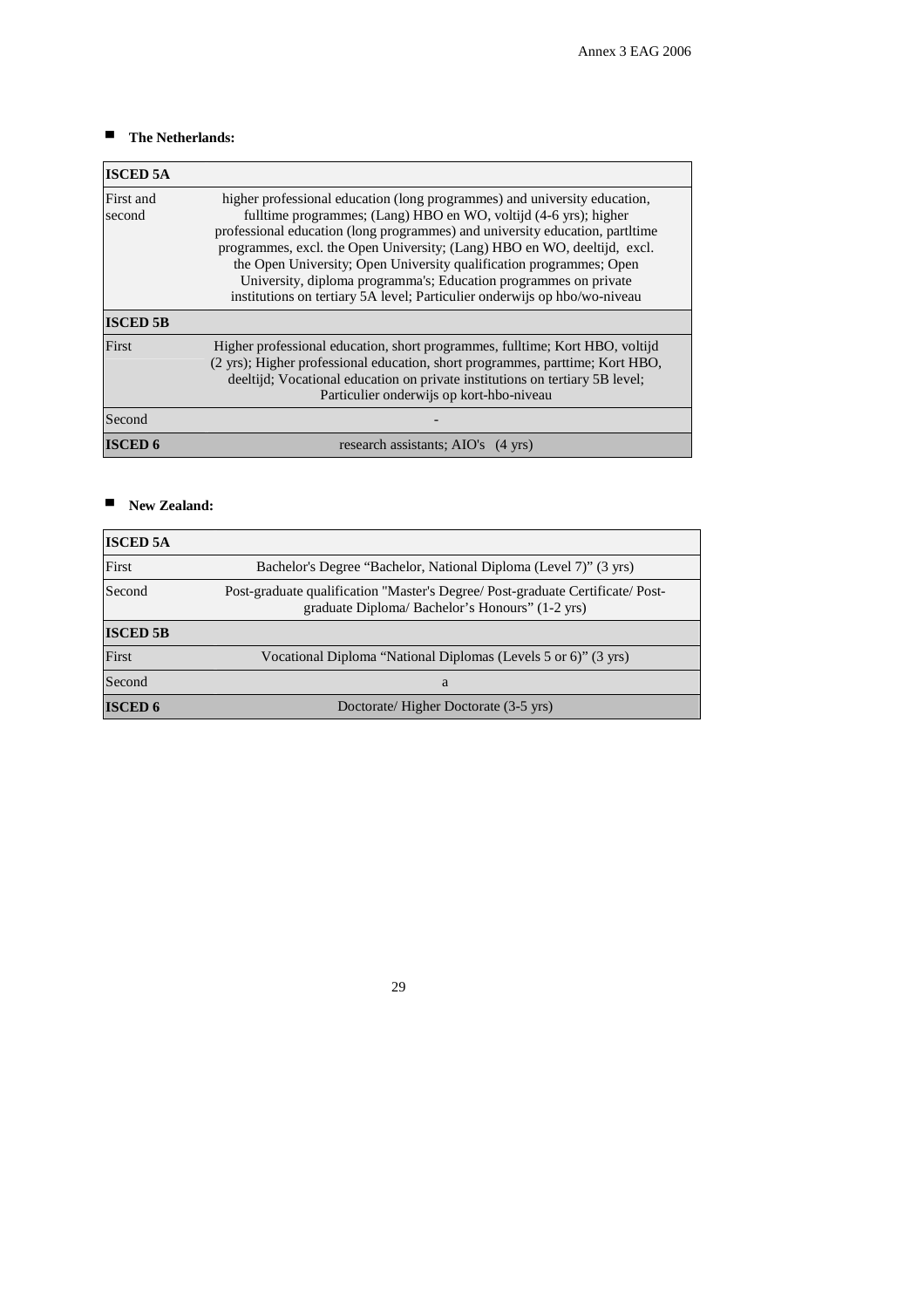- **The Netherlands:**

| ISCED 5A | |
|---|---|
| First and second | higher professional education (long programmes) and university education, fulltime programmes; (Lang) HBO en WO, voltijd (4-6 yrs); higher professional education (long programmes) and university education, partltime programmes, excl. the Open University; (Lang) HBO en WO, deeltijd, excl. the Open University; Open University qualification programmes; Open University, diploma programma's; Education programmes on private institutions on tertiary 5A level; Particulier onderwijs op hbo/wo-niveau |
| **ISCED 5B** | |
| First | Higher professional education, short programmes, fulltime; Kort HBO, voltijd (2 yrs); Higher professional education, short programmes, parttime; Kort HBO, deeltijd; Vocational education on private institutions on tertiary 5B level; Particulier onderwijs op kort-hbo-niveau |
| Second | - |
| **ISCED 6** | research assistants; AIO's (4 yrs) |

- **New Zealand:**

| ISCED 5A | |
|---|---|
| First | Bachelor's Degree "Bachelor, National Diploma (Level 7)" (3 yrs) |
| Second | Post-graduate qualification "Master's Degree/ Post-graduate Certificate/ Post-graduate Diploma/ Bachelor's Honours" (1-2 yrs) |
| **ISCED 5B** | |
| First | Vocational Diploma "National Diplomas (Levels 5 or 6)" (3 yrs) |
| Second | a |
| **ISCED 6** | Doctorate/ Higher Doctorate (3-5 yrs) |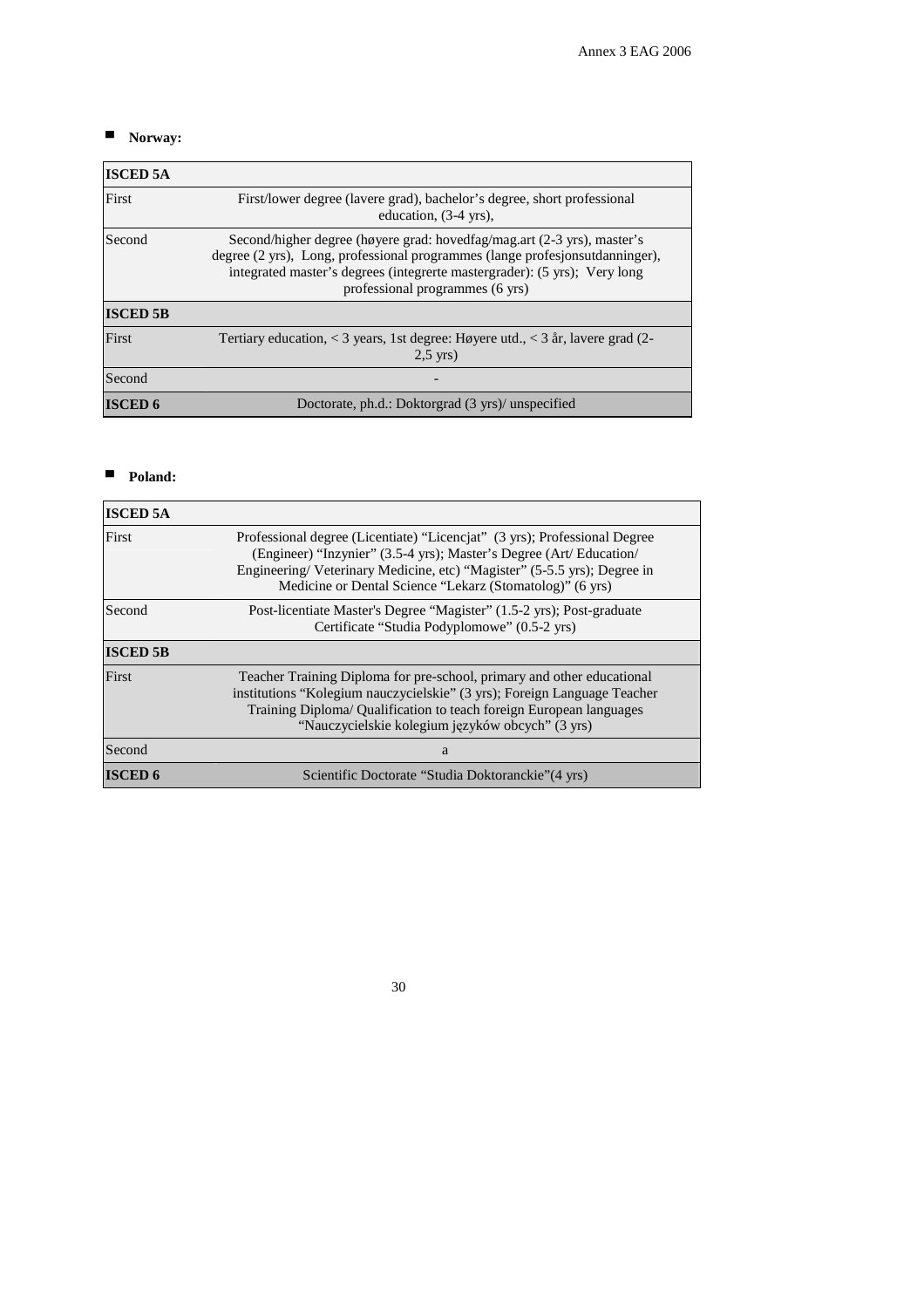- **Norway:**

| ISCED 5A | |
|---|---|
| First | First/lower degree (lavere grad), bachelor's degree, short professional education, (3-4 yrs), |
| Second | Second/higher degree (høyere grad: hovedfag/mag.art (2-3 yrs), master's degree (2 yrs), Long, professional programmes (lange profesjonsutdanninger), integrated master's degrees (integrerte mastergrader): (5 yrs); Very long professional programmes (6 yrs) |
| **ISCED 5B** | |
| First | Tertiary education, < 3 years, 1st degree: Høyere utd., < 3 år, lavere grad (2-2,5 yrs) |
| Second | - |
| **ISCED 6** | Doctorate, ph.d.: Doktorgrad (3 yrs)/ unspecified |

- **Poland:**

| ISCED 5A | |
|---|---|
| First | Professional degree (Licentiate) "Licencjat" (3 yrs); Professional Degree (Engineer) "Inzynier" (3.5-4 yrs); Master's Degree (Art/ Education/ Engineering/ Veterinary Medicine, etc) "Magister" (5-5.5 yrs); Degree in Medicine or Dental Science "Lekarz (Stomatolog)" (6 yrs) |
| Second | Post-licentiate Master's Degree "Magister" (1.5-2 yrs); Post-graduate Certificate "Studia Podyplomowe" (0.5-2 yrs) |
| **ISCED 5B** | |
| First | Teacher Training Diploma for pre-school, primary and other educational institutions "Kolegium nauczycielskie" (3 yrs); Foreign Language Teacher Training Diploma/ Qualification to teach foreign European languages "Nauczycielskie kolegium języków obcych" (3 yrs) |
| Second | a |
| **ISCED 6** | Scientific Doctorate "Studia Doktoranckie"(4 yrs) |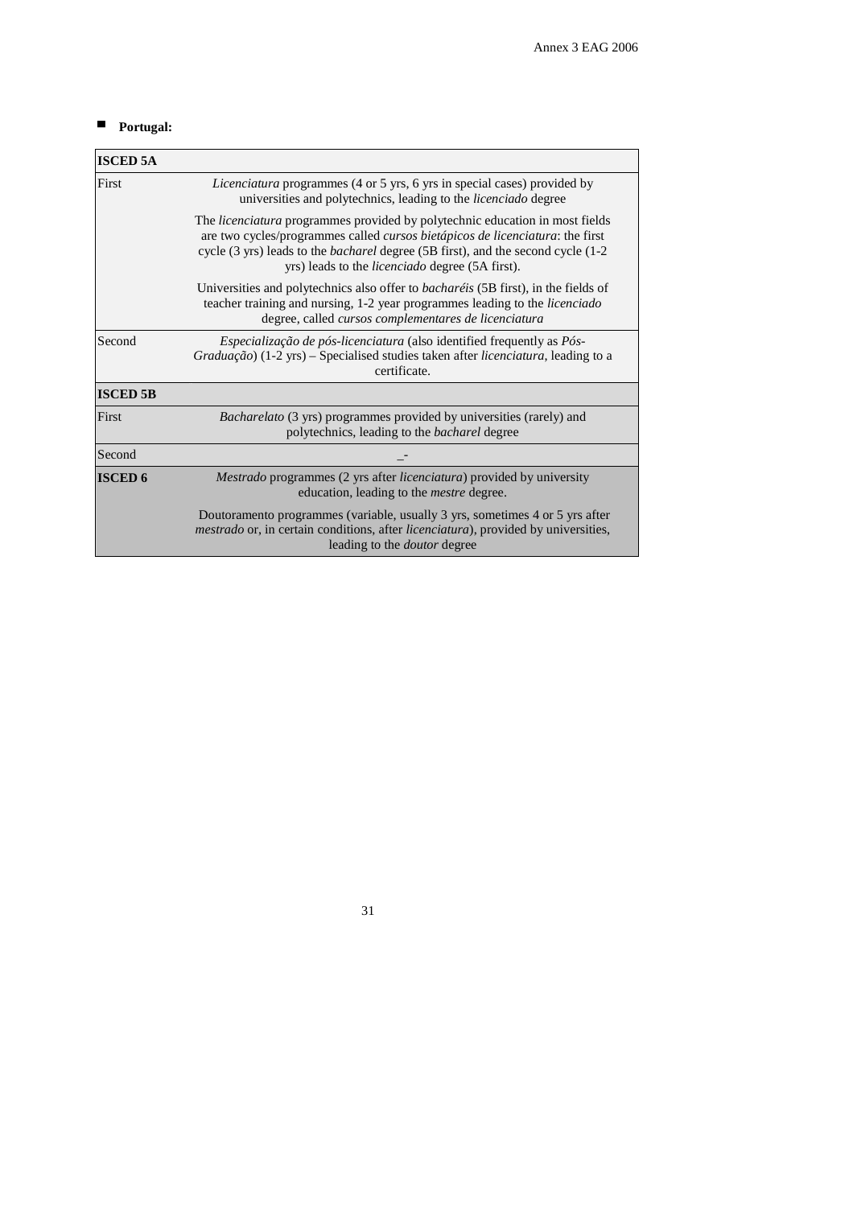- **Portugal:**

| ISCED 5A | |
|---|---|
| First | *Licenciatura* programmes (4 or 5 yrs, 6 yrs in special cases) provided by universities and polytechnics, leading to the *licenciado* degree |
| | The *licenciatura* programmes provided by polytechnic education in most fields are two cycles/programmes called *cursos bietápicos de licenciatura*: the first cycle (3 yrs) leads to the *bacharel* degree (5B first), and the second cycle (1-2 yrs) leads to the *licenciado* degree (5A first). |
| | Universities and polytechnics also offer to *bacharéis* (5B first), in the fields of teacher training and nursing, 1-2 year programmes leading to the *licenciado* degree, called *cursos complementares de licenciatura* |
| Second | *Especialização de pós-licenciatura* (also identified frequently as *Pós-Graduação*) (1-2 yrs) – Specialised studies taken after *licenciatura*, leading to a certificate. |
| **ISCED 5B** | |
| First | *Bacharelato* (3 yrs) programmes provided by universities (rarely) and polytechnics, leading to the *bacharel* degree |
| Second | _- |
| **ISCED 6** | *Mestrado* programmes (2 yrs after *licenciatura*) provided by university education, leading to the *mestre* degree. |
| | Doutoramento programmes (variable, usually 3 yrs, sometimes 4 or 5 yrs after *mestrado* or, in certain conditions, after *licenciatura*), provided by universities, leading to the *doutor* degree |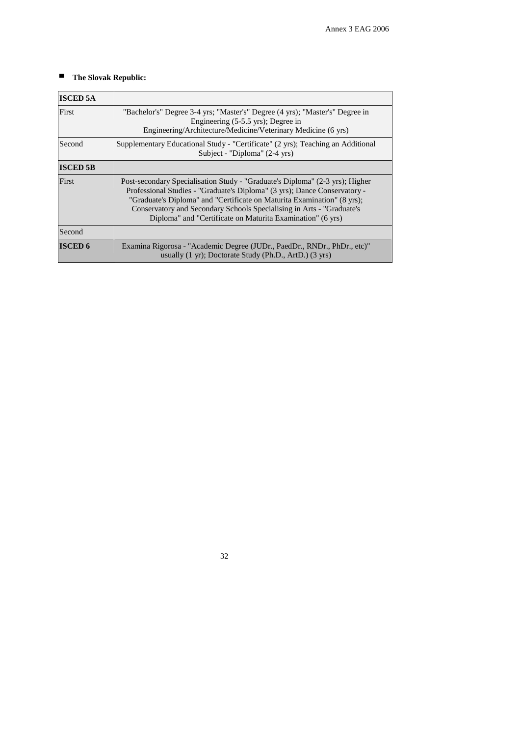- **The Slovak Republic:**

| ISCED 5A | |
|---|---|
| First | "Bachelor's" Degree 3-4 yrs; "Master's" Degree (4 yrs); "Master's" Degree in Engineering (5-5.5 yrs); Degree in Engineering/Architecture/Medicine/Veterinary Medicine (6 yrs) |
| Second | Supplementary Educational Study - "Certificate" (2 yrs); Teaching an Additional Subject - "Diploma" (2-4 yrs) |
| **ISCED 5B** | |
| First | Post-secondary Specialisation Study - "Graduate's Diploma" (2-3 yrs); Higher Professional Studies - "Graduate's Diploma" (3 yrs); Dance Conservatory - "Graduate's Diploma" and "Certificate on Maturita Examination" (8 yrs); Conservatory and Secondary Schools Specialising in Arts - "Graduate's Diploma" and "Certificate on Maturita Examination" (6 yrs) |
| Second | |
| **ISCED 6** | Examina Rigorosa - "Academic Degree (JUDr., PaedDr., RNDr., PhDr., etc)" usually (1 yr); Doctorate Study (Ph.D., ArtD.) (3 yrs) |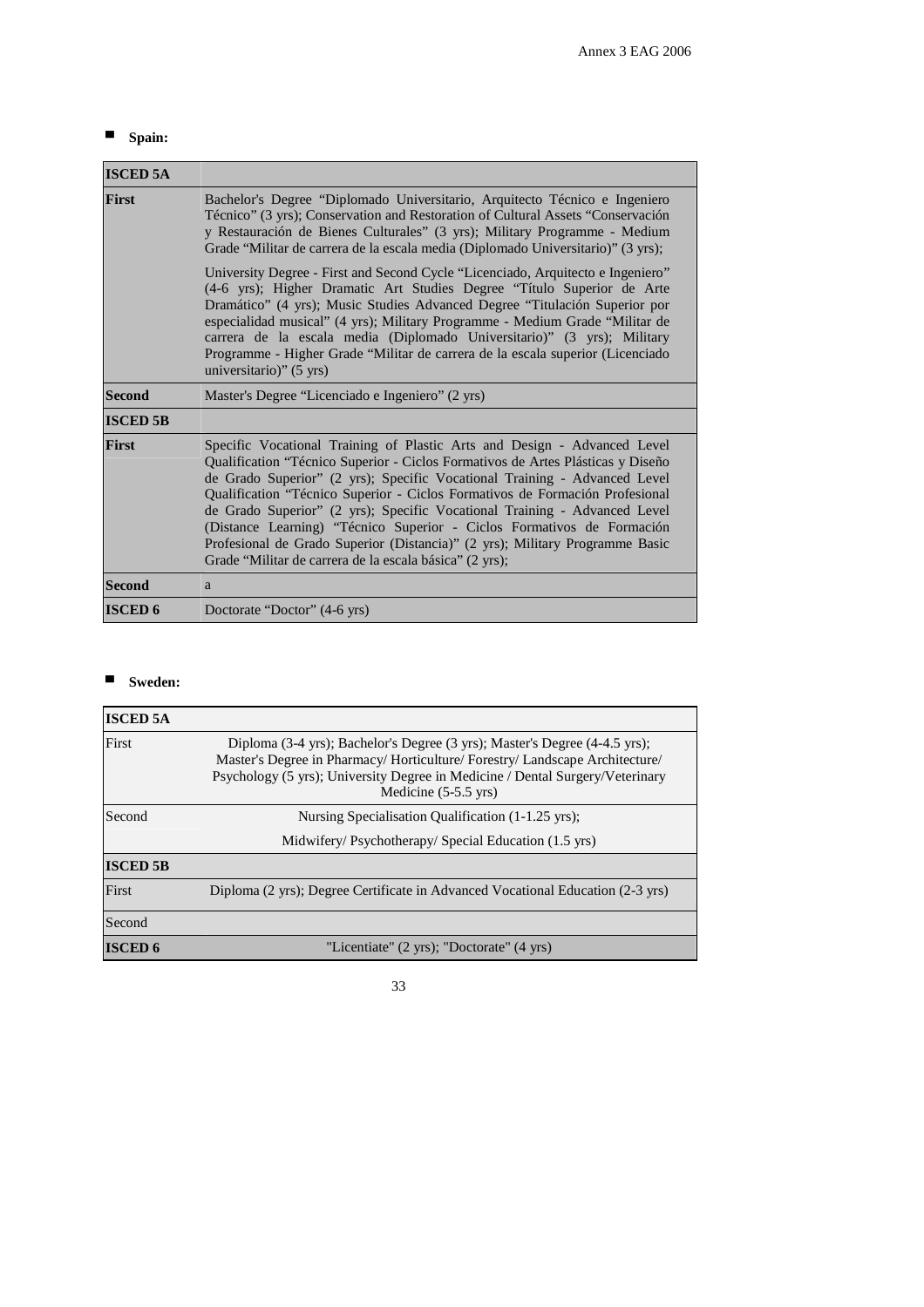- **Spain:**

| ISCED 5A | |
|---|---|
| **First** | Bachelor's Degree "Diplomado Universitario, Arquitecto Técnico e Ingeniero Técnico" (3 yrs); Conservation and Restoration of Cultural Assets "Conservación y Restauración de Bienes Culturales" (3 yrs); Military Programme - Medium Grade "Militar de carrera de la escala media (Diplomado Universitario)" (3 yrs); University Degree - First and Second Cycle "Licenciado, Arquitecto e Ingeniero" (4-6 yrs); Higher Dramatic Art Studies Degree "Título Superior de Arte Dramático" (4 yrs); Music Studies Advanced Degree "Titulación Superior por especialidad musical" (4 yrs); Military Programme - Medium Grade "Militar de carrera de la escala media (Diplomado Universitario)" (3 yrs); Military Programme - Higher Grade "Militar de carrera de la escala superior (Licenciado universitario)" (5 yrs) |
| **Second** | Master's Degree "Licenciado e Ingeniero" (2 yrs) |
| **ISCED 5B** | |
| **First** | Specific Vocational Training of Plastic Arts and Design - Advanced Level Qualification "Técnico Superior - Ciclos Formativos de Artes Plásticas y Diseño de Grado Superior" (2 yrs); Specific Vocational Training - Advanced Level Qualification "Técnico Superior - Ciclos Formativos de Formación Profesional de Grado Superior" (2 yrs); Specific Vocational Training - Advanced Level (Distance Learning) "Técnico Superior - Ciclos Formativos de Formación Profesional de Grado Superior (Distancia)" (2 yrs); Military Programme Basic Grade "Militar de carrera de la escala básica" (2 yrs); |
| **Second** | a |
| **ISCED 6** | Doctorate "Doctor" (4-6 yrs) |

- **Sweden:**

| ISCED 5A | |
|---|---|
| First | Diploma (3-4 yrs); Bachelor's Degree (3 yrs); Master's Degree (4-4.5 yrs); Master's Degree in Pharmacy/ Horticulture/ Forestry/ Landscape Architecture/ Psychology (5 yrs); University Degree in Medicine / Dental Surgery/Veterinary Medicine (5-5.5 yrs) |
| Second | Nursing Specialisation Qualification (1-1.25 yrs); |
| | Midwifery/ Psychotherapy/ Special Education (1.5 yrs) |
| **ISCED 5B** | |
| First | Diploma (2 yrs); Degree Certificate in Advanced Vocational Education (2-3 yrs) |
| Second | |
| **ISCED 6** | "Licentiate" (2 yrs); "Doctorate" (4 yrs) |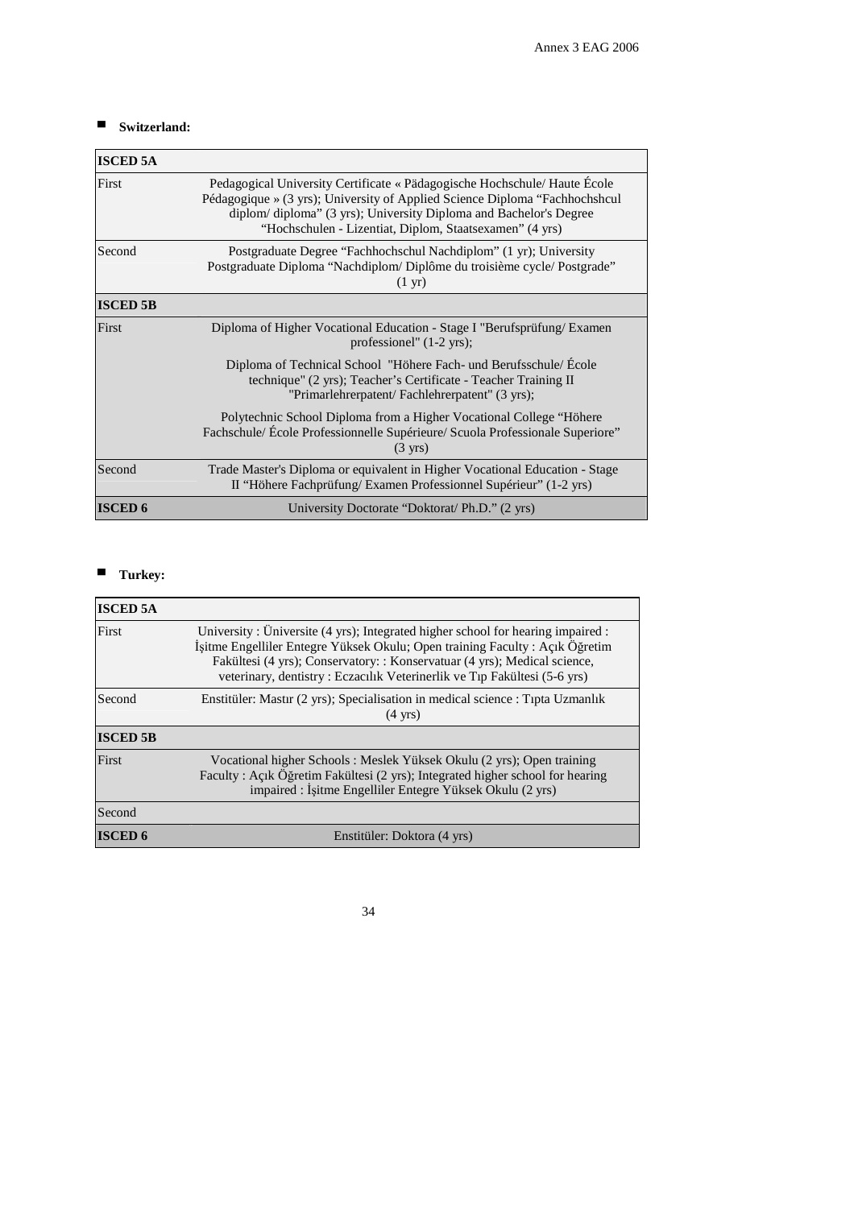- **Switzerland:**

| ISCED 5A | |
|---|---|
| First | Pedagogical University Certificate « Pädagogische Hochschule/ Haute École Pédagogique » (3 yrs); University of Applied Science Diploma "Fachhochshcul diplom/ diploma" (3 yrs); University Diploma and Bachelor's Degree "Hochschulen - Lizentiat, Diplom, Staatsexamen" (4 yrs) |
| Second | Postgraduate Degree "Fachhochschul Nachdiplom" (1 yr); University Postgraduate Diploma "Nachdiplom/ Diplôme du troisième cycle/ Postgrade" (1 yr) |
| **ISCED 5B** | |
| First | Diploma of Higher Vocational Education - Stage I "Berufsprüfung/ Examen professionel" (1-2 yrs); Diploma of Technical School "Höhere Fach- und Berufsschule/ École technique" (2 yrs); Teacher's Certificate - Teacher Training II "Primarlehrerpatent/ Fachlehrerpatent" (3 yrs); Polytechnic School Diploma from a Higher Vocational College "Höhere Fachschule/ École Professionnelle Supérieure/ Scuola Professionale Superiore" (3 yrs) |
| Second | Trade Master's Diploma or equivalent in Higher Vocational Education - Stage II "Höhere Fachprüfung/ Examen Professionnel Supérieur" (1-2 yrs) |
| **ISCED 6** | University Doctorate "Doktorat/ Ph.D." (2 yrs) |

- **Turkey:**

| ISCED 5A | |
|---|---|
| First | University : Üniversite (4 yrs); Integrated higher school for hearing impaired : İşitme Engelliler Entegre Yüksek Okulu; Open training Faculty : Açık Öğretim Fakültesi (4 yrs); Conservatory: : Konservatuar (4 yrs); Medical science, veterinary, dentistry : Eczacılık Veterinerlik ve Tıp Fakültesi (5-6 yrs) |
| Second | Enstitüler: Mastır (2 yrs); Specialisation in medical science : Tıpta Uzmanlık (4 yrs) |
| **ISCED 5B** | |
| First | Vocational higher Schools : Meslek Yüksek Okulu (2 yrs); Open training Faculty : Açık Öğretim Fakültesi (2 yrs); Integrated higher school for hearing impaired : İşitme Engelliler Entegre Yüksek Okulu (2 yrs) |
| Second | |
| **ISCED 6** | Enstitüler: Doktora (4 yrs) |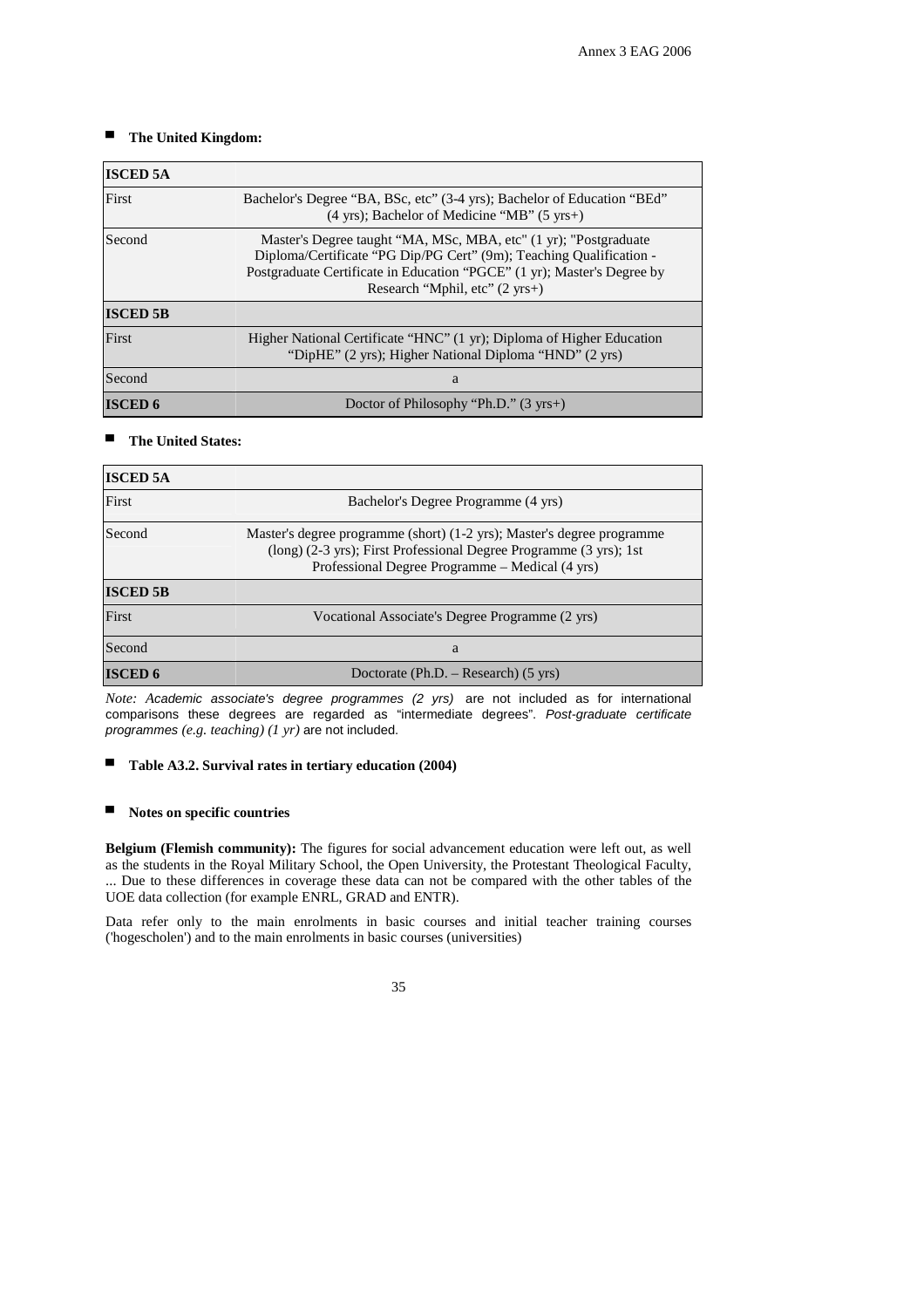- **The United Kingdom:**

| ISCED 5A | |
|---|---|
| First | Bachelor's Degree "BA, BSc, etc" (3-4 yrs); Bachelor of Education "BEd" (4 yrs); Bachelor of Medicine "MB" (5 yrs+) |
| Second | Master's Degree taught "MA, MSc, MBA, etc" (1 yr); "Postgraduate Diploma/Certificate "PG Dip/PG Cert" (9m); Teaching Qualification - Postgraduate Certificate in Education "PGCE" (1 yr); Master's Degree by Research "Mphil, etc" (2 yrs+) |
| **ISCED 5B** | |
| First | Higher National Certificate "HNC" (1 yr); Diploma of Higher Education "DipHE" (2 yrs); Higher National Diploma "HND" (2 yrs) |
| Second | a |
| **ISCED 6** | Doctor of Philosophy "Ph.D." (3 yrs+) |

- **The United States:**

| ISCED 5A | |
|---|---|
| First | Bachelor's Degree Programme (4 yrs) |
| Second | Master's degree programme (short) (1-2 yrs); Master's degree programme (long) (2-3 yrs); First Professional Degree Programme (3 yrs); 1st Professional Degree Programme – Medical (4 yrs) |
| **ISCED 5B** | |
| First | Vocational Associate's Degree Programme (2 yrs) |
| Second | a |
| **ISCED 6** | Doctorate (Ph.D. – Research) (5 yrs) |

*Note: Academic associate's degree programmes (2 yrs)* are not included as for international comparisons these degrees are regarded as "intermediate degrees". *Post-graduate certificate programmes (e.g. teaching) (1 yr)* are not included.

- **Table A3.2. Survival rates in tertiary education (2004)**

- **Notes on specific countries**

**Belgium (Flemish community):** The figures for social advancement education were left out, as well as the students in the Royal Military School, the Open University, the Protestant Theological Faculty, ... Due to these differences in coverage these data can not be compared with the other tables of the UOE data collection (for example ENRL, GRAD and ENTR).

Data refer only to the main enrolments in basic courses and initial teacher training courses ('hogescholen') and to the main enrolments in basic courses (universities)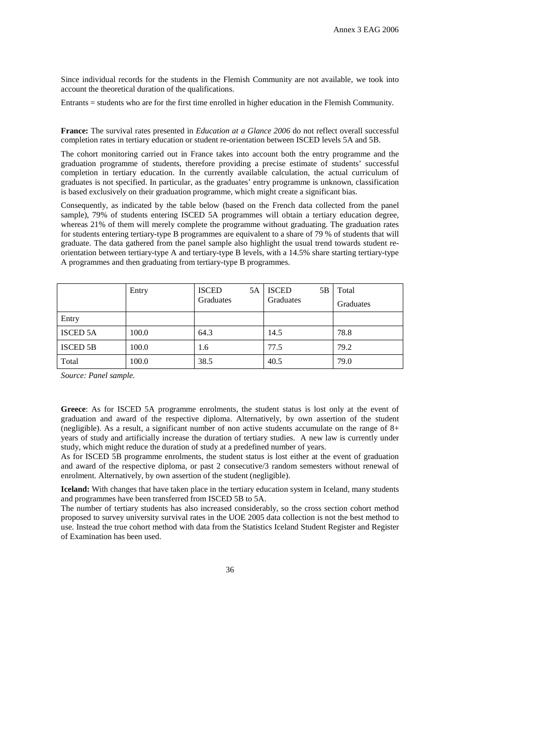Since individual records for the students in the Flemish Community are not available, we took into account the theoretical duration of the qualifications.

Entrants = students who are for the first time enrolled in higher education in the Flemish Community.

**France:** The survival rates presented in *Education at a Glance 2006* do not reflect overall successful completion rates in tertiary education or student re-orientation between ISCED levels 5A and 5B.

The cohort monitoring carried out in France takes into account both the entry programme and the graduation programme of students, therefore providing a precise estimate of students' successful completion in tertiary education. In the currently available calculation, the actual curriculum of graduates is not specified. In particular, as the graduates' entry programme is unknown, classification is based exclusively on their graduation programme, which might create a significant bias.

Consequently, as indicated by the table below (based on the French data collected from the panel sample), 79% of students entering ISCED 5A programmes will obtain a tertiary education degree, whereas 21% of them will merely complete the programme without graduating. The graduation rates for students entering tertiary-type B programmes are equivalent to a share of 79 % of students that will graduate. The data gathered from the panel sample also highlight the usual trend towards student re-orientation between tertiary-type A and tertiary-type B levels, with a 14.5% share starting tertiary-type A programmes and then graduating from tertiary-type B programmes.

| | Entry | ISCED 5A Graduates | ISCED 5B Graduates | Total Graduates |
|---|---|---|---|---|
| Entry | | | | |
| ISCED 5A | 100.0 | 64.3 | 14.5 | 78.8 |
| ISCED 5B | 100.0 | 1.6 | 77.5 | 79.2 |
| Total | 100.0 | 38.5 | 40.5 | 79.0 |

*Source: Panel sample.*

**Greece**: As for ISCED 5A programme enrolments, the student status is lost only at the event of graduation and award of the respective diploma. Alternatively, by own assertion of the student (negligible). As a result, a significant number of non active students accumulate on the range of 8+ years of study and artificially increase the duration of tertiary studies. A new law is currently under study, which might reduce the duration of study at a predefined number of years.

As for ISCED 5B programme enrolments, the student status is lost either at the event of graduation and award of the respective diploma, or past 2 consecutive/3 random semesters without renewal of enrolment. Alternatively, by own assertion of the student (negligible).

**Iceland:** With changes that have taken place in the tertiary education system in Iceland, many students and programmes have been transferred from ISCED 5B to 5A.

The number of tertiary students has also increased considerably, so the cross section cohort method proposed to survey university survival rates in the UOE 2005 data collection is not the best method to use. Instead the true cohort method with data from the Statistics Iceland Student Register and Register of Examination has been used.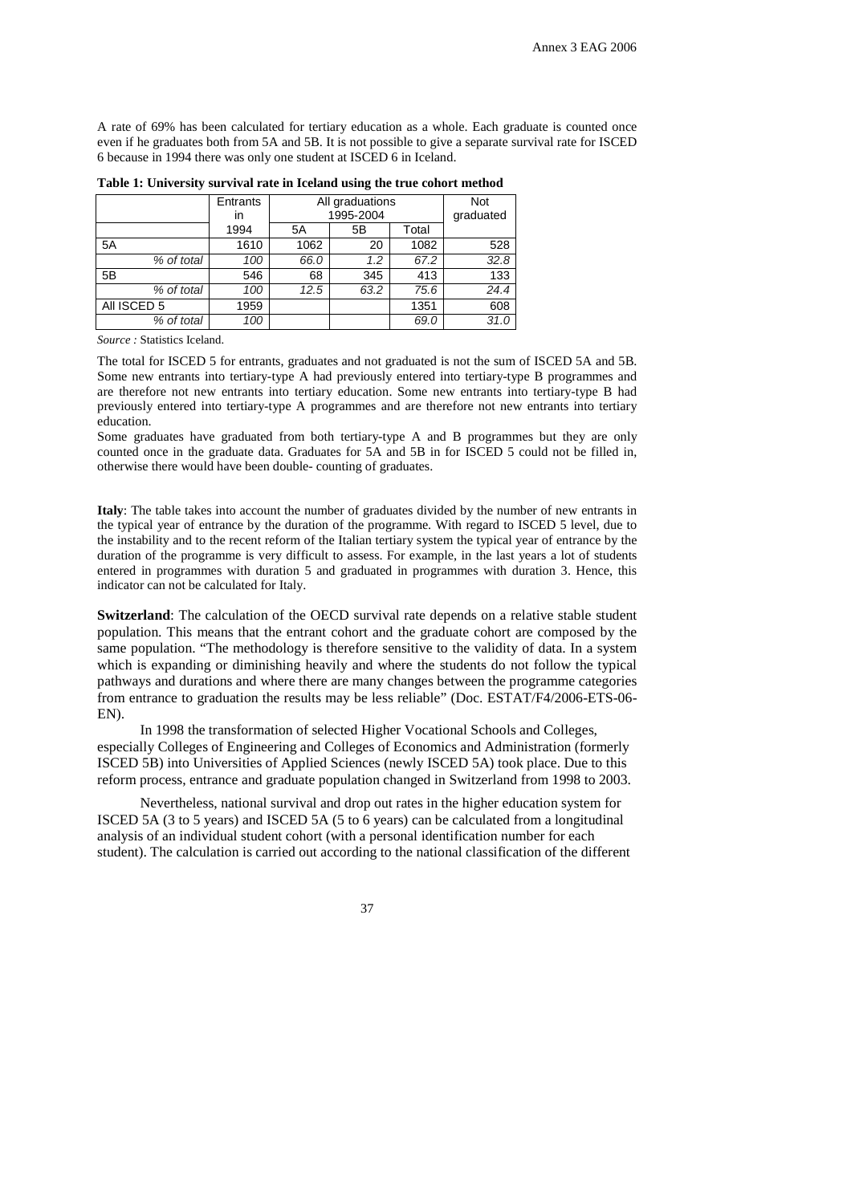A rate of 69% has been calculated for tertiary education as a whole. Each graduate is counted once even if he graduates both from 5A and 5B. It is not possible to give a separate survival rate for ISCED 6 because in 1994 there was only one student at ISCED 6 in Iceland.

**Table 1: University survival rate in Iceland using the true cohort method**

| | Entrants in | All graduations 1995-2004 | | | Not graduated |
|---|---|---|---|---|---|
| | 1994 | 5A | 5B | Total | |
| 5A | 1610 | 1062 | 20 | 1082 | 528 |
| *% of total* | *100* | *66.0* | *1.2* | *67.2* | *32.8* |
| 5B | 546 | 68 | 345 | 413 | 133 |
| *% of total* | *100* | *12.5* | *63.2* | *75.6* | *24.4* |
| All ISCED 5 | 1959 | | | 1351 | 608 |
| *% of total* | *100* | | | *69.0* | *31.0* |

*Source :* Statistics Iceland.

The total for ISCED 5 for entrants, graduates and not graduated is not the sum of ISCED 5A and 5B. Some new entrants into tertiary-type A had previously entered into tertiary-type B programmes and are therefore not new entrants into tertiary education. Some new entrants into tertiary-type B had previously entered into tertiary-type A programmes and are therefore not new entrants into tertiary education.

Some graduates have graduated from both tertiary-type A and B programmes but they are only counted once in the graduate data. Graduates for 5A and 5B in for ISCED 5 could not be filled in, otherwise there would have been double- counting of graduates.

**Italy**: The table takes into account the number of graduates divided by the number of new entrants in the typical year of entrance by the duration of the programme. With regard to ISCED 5 level, due to the instability and to the recent reform of the Italian tertiary system the typical year of entrance by the duration of the programme is very difficult to assess. For example, in the last years a lot of students entered in programmes with duration 5 and graduated in programmes with duration 3. Hence, this indicator can not be calculated for Italy.

**Switzerland**: The calculation of the OECD survival rate depends on a relative stable student population. This means that the entrant cohort and the graduate cohort are composed by the same population. "The methodology is therefore sensitive to the validity of data. In a system which is expanding or diminishing heavily and where the students do not follow the typical pathways and durations and where there are many changes between the programme categories from entrance to graduation the results may be less reliable" (Doc. ESTAT/F4/2006-ETS-06-EN).

In 1998 the transformation of selected Higher Vocational Schools and Colleges, especially Colleges of Engineering and Colleges of Economics and Administration (formerly ISCED 5B) into Universities of Applied Sciences (newly ISCED 5A) took place. Due to this reform process, entrance and graduate population changed in Switzerland from 1998 to 2003.

Nevertheless, national survival and drop out rates in the higher education system for ISCED 5A (3 to 5 years) and ISCED 5A (5 to 6 years) can be calculated from a longitudinal analysis of an individual student cohort (with a personal identification number for each student). The calculation is carried out according to the national classification of the different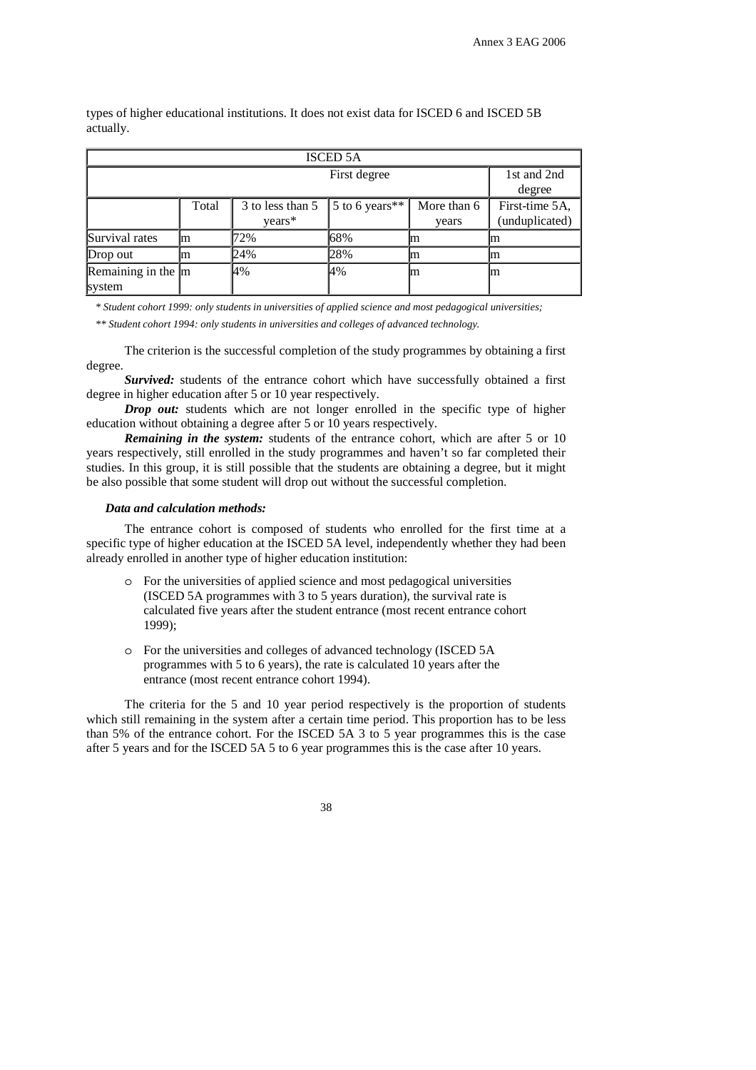types of higher educational institutions. It does not exist data for ISCED 6 and ISCED 5B actually.

| ISCED 5A | | | | | |
|---|---|---|---|---|---|
| | First degree | | | | 1st and 2nd degree |
| | Total | 3 to less than 5 years* | 5 to 6 years** | More than 6 years | First-time 5A, (unduplicated) |
| Survival rates | m | 72% | 68% | m | m |
| Drop out | m | 24% | 28% | m | m |
| Remaining in the system | m | 4% | 4% | m | m |

*\* Student cohort 1999: only students in universities of applied science and most pedagogical universities;*

*\*\* Student cohort 1994: only students in universities and colleges of advanced technology.*

The criterion is the successful completion of the study programmes by obtaining a first degree.

***Survived:*** students of the entrance cohort which have successfully obtained a first degree in higher education after 5 or 10 year respectively.

***Drop out:*** students which are not longer enrolled in the specific type of higher education without obtaining a degree after 5 or 10 years respectively.

***Remaining in the system:*** students of the entrance cohort, which are after 5 or 10 years respectively, still enrolled in the study programmes and haven't so far completed their studies. In this group, it is still possible that the students are obtaining a degree, but it might be also possible that some student will drop out without the successful completion.

***Data and calculation methods:***

The entrance cohort is composed of students who enrolled for the first time at a specific type of higher education at the ISCED 5A level, independently whether they had been already enrolled in another type of higher education institution:

- For the universities of applied science and most pedagogical universities (ISCED 5A programmes with 3 to 5 years duration), the survival rate is calculated five years after the student entrance (most recent entrance cohort 1999);
- For the universities and colleges of advanced technology (ISCED 5A programmes with 5 to 6 years), the rate is calculated 10 years after the entrance (most recent entrance cohort 1994).

The criteria for the 5 and 10 year period respectively is the proportion of students which still remaining in the system after a certain time period. This proportion has to be less than 5% of the entrance cohort. For the ISCED 5A 3 to 5 year programmes this is the case after 5 years and for the ISCED 5A 5 to 6 year programmes this is the case after 10 years.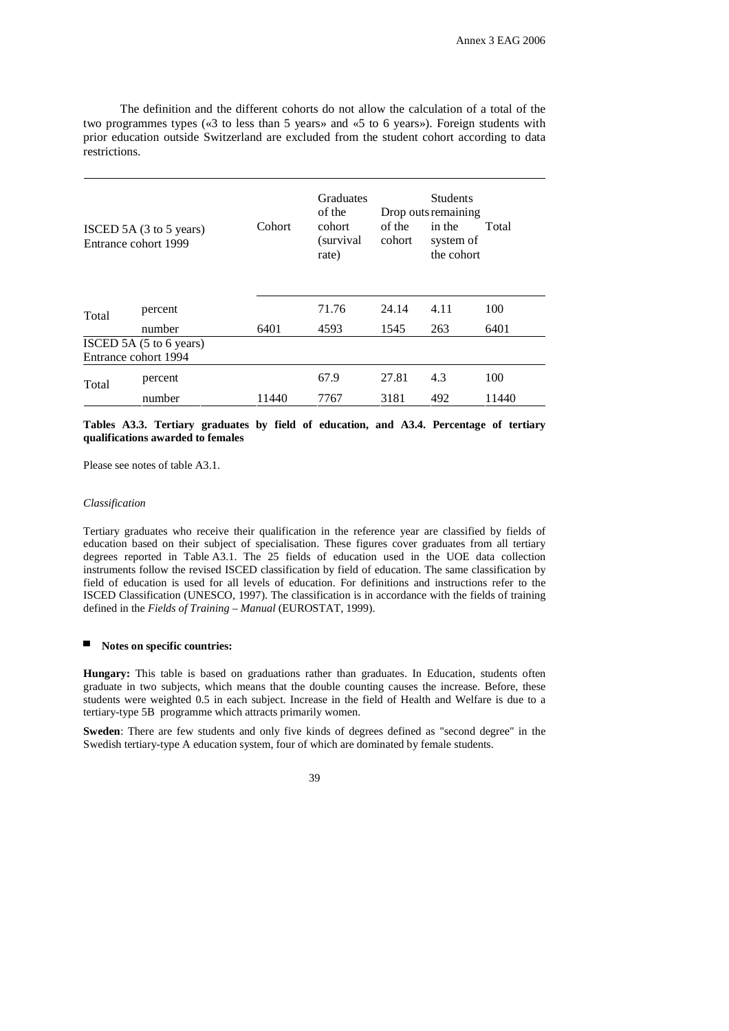The definition and the different cohorts do not allow the calculation of a total of the two programmes types («3 to less than 5 years» and «5 to 6 years»). Foreign students with prior education outside Switzerland are excluded from the student cohort according to data restrictions.

| ISCED 5A (3 to 5 years) Entrance cohort 1999 | | Cohort | Graduates of the cohort (survival rate) | Drop outs of the cohort | Students remaining in the system of the cohort | Total |
|---|---|---|---|---|---|---|
| Total | percent | | 71.76 | 24.14 | 4.11 | 100 |
| | number | 6401 | 4593 | 1545 | 263 | 6401 |
| ISCED 5A (5 to 6 years) Entrance cohort 1994 | | | | | | |
| Total | percent | | 67.9 | 27.81 | 4.3 | 100 |
| | number | 11440 | 7767 | 3181 | 492 | 11440 |

**Tables A3.3. Tertiary graduates by field of education, and A3.4. Percentage of tertiary qualifications awarded to females**

Please see notes of table A3.1.

*Classification*

Tertiary graduates who receive their qualification in the reference year are classified by fields of education based on their subject of specialisation. These figures cover graduates from all tertiary degrees reported in Table A3.1. The 25 fields of education used in the UOE data collection instruments follow the revised ISCED classification by field of education. The same classification by field of education is used for all levels of education. For definitions and instructions refer to the ISCED Classification (UNESCO, 1997). The classification is in accordance with the fields of training defined in the *Fields of Training – Manual* (EUROSTAT, 1999).

- **Notes on specific countries:**

**Hungary:** This table is based on graduations rather than graduates. In Education, students often graduate in two subjects, which means that the double counting causes the increase. Before, these students were weighted 0.5 in each subject. Increase in the field of Health and Welfare is due to a tertiary-type 5B programme which attracts primarily women.

**Sweden**: There are few students and only five kinds of degrees defined as "second degree" in the Swedish tertiary-type A education system, four of which are dominated by female students.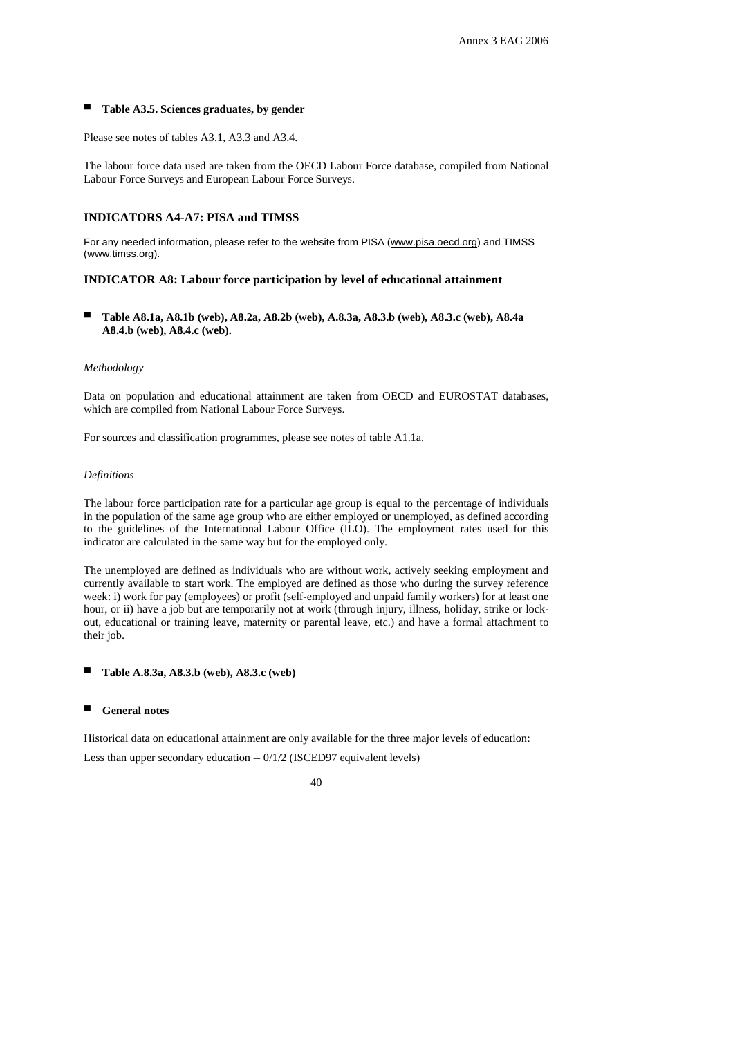- **Table A3.5. Sciences graduates, by gender**

Please see notes of tables A3.1, A3.3 and A3.4.

The labour force data used are taken from the OECD Labour Force database, compiled from National Labour Force Surveys and European Labour Force Surveys.

## INDICATORS A4-A7: PISA and TIMSS

For any needed information, please refer to the website from PISA (www.pisa.oecd.org) and TIMSS (www.timss.org).

## INDICATOR A8: Labour force participation by level of educational attainment

- **Table A8.1a, A8.1b (web), A8.2a, A8.2b (web), A.8.3a, A8.3.b (web), A8.3.c (web), A8.4a A8.4.b (web), A8.4.c (web).**

*Methodology*

Data on population and educational attainment are taken from OECD and EUROSTAT databases, which are compiled from National Labour Force Surveys.

For sources and classification programmes, please see notes of table A1.1a.

*Definitions*

The labour force participation rate for a particular age group is equal to the percentage of individuals in the population of the same age group who are either employed or unemployed, as defined according to the guidelines of the International Labour Office (ILO). The employment rates used for this indicator are calculated in the same way but for the employed only.

The unemployed are defined as individuals who are without work, actively seeking employment and currently available to start work. The employed are defined as those who during the survey reference week: i) work for pay (employees) or profit (self-employed and unpaid family workers) for at least one hour, or ii) have a job but are temporarily not at work (through injury, illness, holiday, strike or lock-out, educational or training leave, maternity or parental leave, etc.) and have a formal attachment to their job.

- **Table A.8.3a, A8.3.b (web), A8.3.c (web)**

- **General notes**

Historical data on educational attainment are only available for the three major levels of education:

Less than upper secondary education -- 0/1/2 (ISCED97 equivalent levels)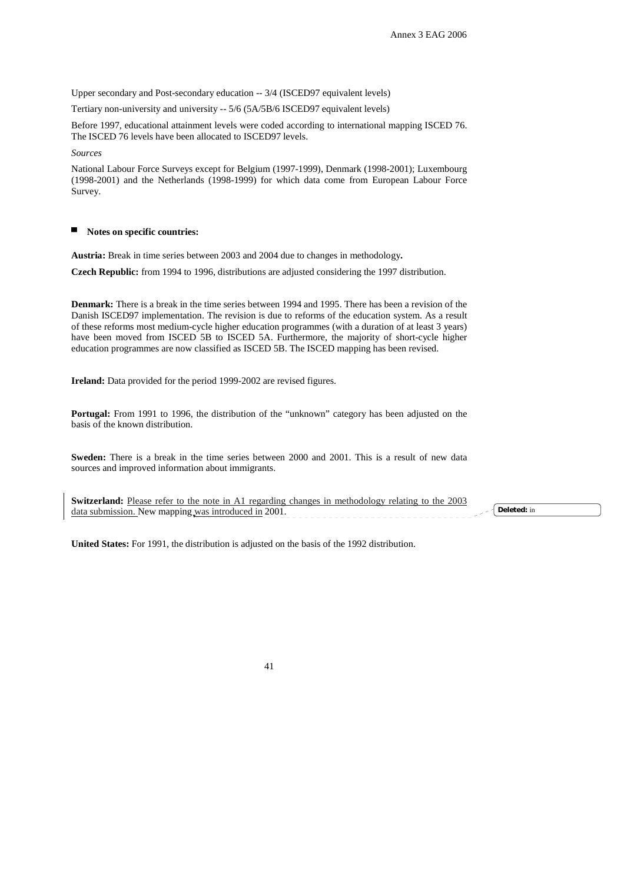Upper secondary and Post-secondary education -- 3/4 (ISCED97 equivalent levels)

Tertiary non-university and university -- 5/6 (5A/5B/6 ISCED97 equivalent levels)

Before 1997, educational attainment levels were coded according to international mapping ISCED 76. The ISCED 76 levels have been allocated to ISCED97 levels.

*Sources*

National Labour Force Surveys except for Belgium (1997-1999), Denmark (1998-2001); Luxembourg (1998-2001) and the Netherlands (1998-1999) for which data come from European Labour Force Survey.

- **Notes on specific countries:**

**Austria:** Break in time series between 2003 and 2004 due to changes in methodology**.**

**Czech Republic:** from 1994 to 1996, distributions are adjusted considering the 1997 distribution.

**Denmark:** There is a break in the time series between 1994 and 1995. There has been a revision of the Danish ISCED97 implementation. The revision is due to reforms of the education system. As a result of these reforms most medium-cycle higher education programmes (with a duration of at least 3 years) have been moved from ISCED 5B to ISCED 5A. Furthermore, the majority of short-cycle higher education programmes are now classified as ISCED 5B. The ISCED mapping has been revised.

**Ireland:** Data provided for the period 1999-2002 are revised figures.

**Portugal:** From 1991 to 1996, the distribution of the "unknown" category has been adjusted on the basis of the known distribution.

**Sweden:** There is a break in the time series between 2000 and 2001. This is a result of new data sources and improved information about immigrants.

**Switzerland:** Please refer to the note in A1 regarding changes in methodology relating to the 2003 data submission. New mapping was introduced in 2001.

**United States:** For 1991, the distribution is adjusted on the basis of the 1992 distribution.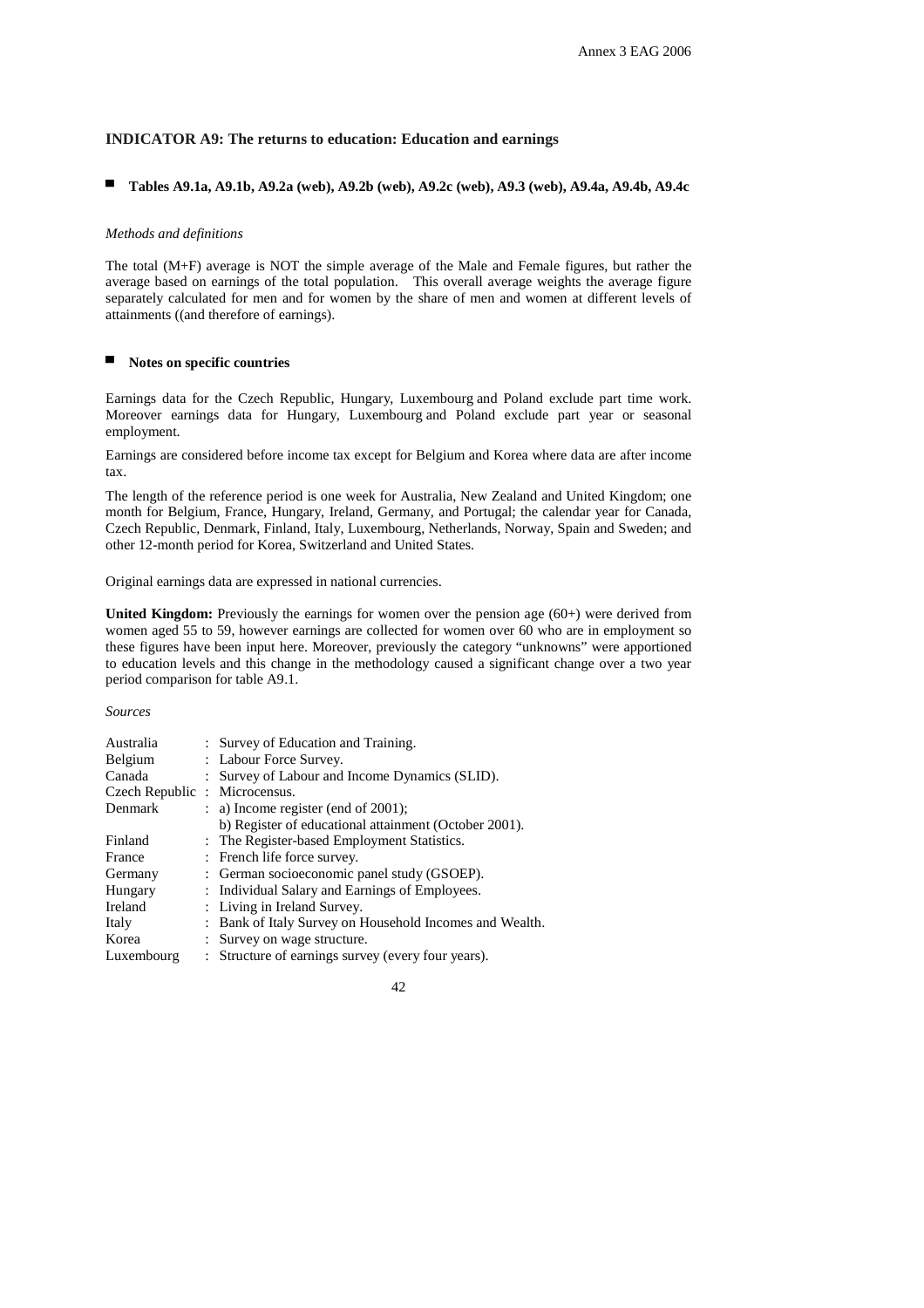## INDICATOR A9: The returns to education: Education and earnings

### Tables A9.1a, A9.1b, A9.2a (web), A9.2b (web), A9.2c (web), A9.3 (web), A9.4a, A9.4b, A9.4c

*Methods and definitions*

The total (M+F) average is NOT the simple average of the Male and Female figures, but rather the average based on earnings of the total population. This overall average weights the average figure separately calculated for men and for women by the share of men and women at different levels of attainments ((and therefore of earnings).

### Notes on specific countries

Earnings data for the Czech Republic, Hungary, Luxembourg and Poland exclude part time work. Moreover earnings data for Hungary, Luxembourg and Poland exclude part year or seasonal employment.

Earnings are considered before income tax except for Belgium and Korea where data are after income tax.

The length of the reference period is one week for Australia, New Zealand and United Kingdom; one month for Belgium, France, Hungary, Ireland, Germany, and Portugal; the calendar year for Canada, Czech Republic, Denmark, Finland, Italy, Luxembourg, Netherlands, Norway, Spain and Sweden; and other 12-month period for Korea, Switzerland and United States.

Original earnings data are expressed in national currencies.

**United Kingdom:** Previously the earnings for women over the pension age (60+) were derived from women aged 55 to 59, however earnings are collected for women over 60 who are in employment so these figures have been input here. Moreover, previously the category "unknowns" were apportioned to education levels and this change in the methodology caused a significant change over a two year period comparison for table A9.1.

*Sources*

| | | |
|---|---|---|
| Australia | : | Survey of Education and Training. |
| Belgium | : | Labour Force Survey. |
| Canada | : | Survey of Labour and Income Dynamics (SLID). |
| Czech Republic | : | Microcensus. |
| Denmark | : | a) Income register (end of 2001); b) Register of educational attainment (October 2001). |
| Finland | : | The Register-based Employment Statistics. |
| France | : | French life force survey. |
| Germany | : | German socioeconomic panel study (GSOEP). |
| Hungary | : | Individual Salary and Earnings of Employees. |
| Ireland | : | Living in Ireland Survey. |
| Italy | : | Bank of Italy Survey on Household Incomes and Wealth. |
| Korea | : | Survey on wage structure. |
| Luxembourg | : | Structure of earnings survey (every four years). |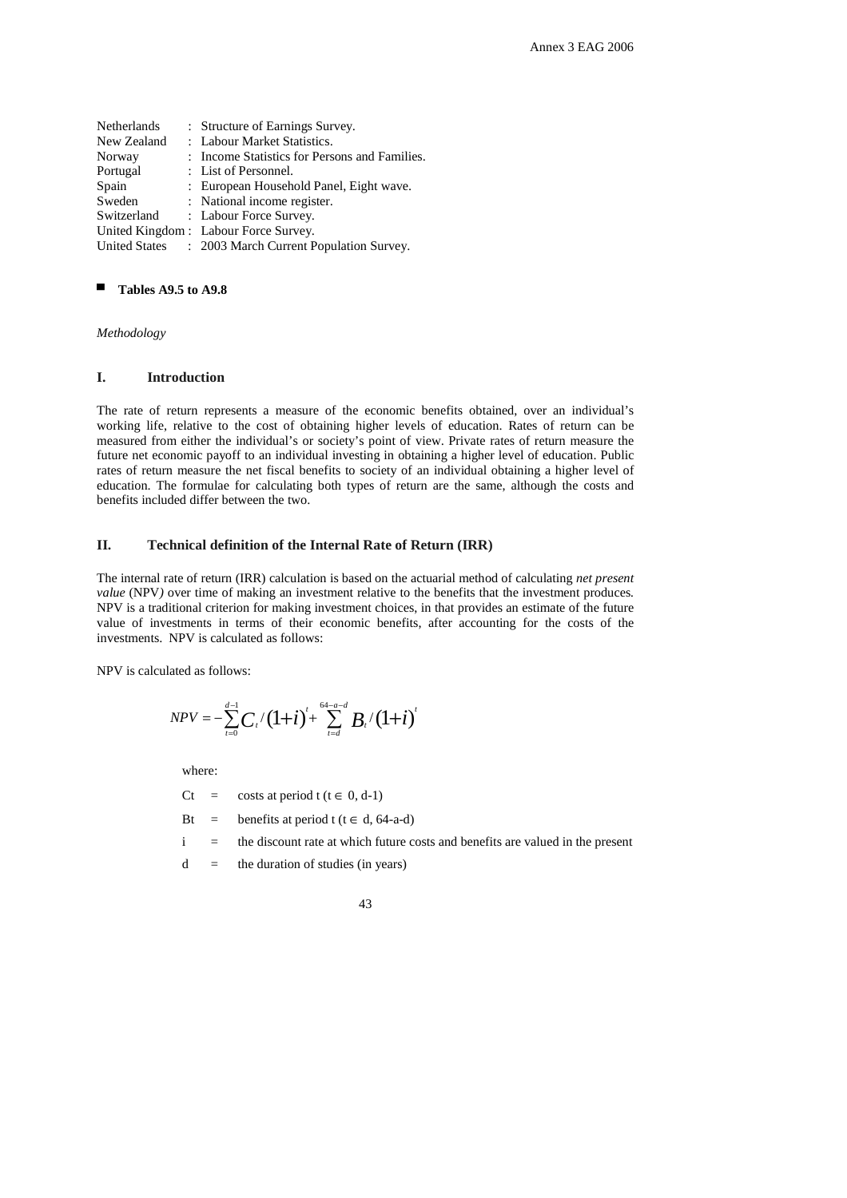| | | |
|---|---|---|
| Netherlands | : | Structure of Earnings Survey. |
| New Zealand | : | Labour Market Statistics. |
| Norway | : | Income Statistics for Persons and Families. |
| Portugal | : | List of Personnel. |
| Spain | : | European Household Panel, Eight wave. |
| Sweden | : | National income register. |
| Switzerland | : | Labour Force Survey. |
| United Kingdom | : | Labour Force Survey. |
| United States | : | 2003 March Current Population Survey. |

- **Tables A9.5 to A9.8**

*Methodology*

## I. Introduction

The rate of return represents a measure of the economic benefits obtained, over an individual's working life, relative to the cost of obtaining higher levels of education. Rates of return can be measured from either the individual's or society's point of view. Private rates of return measure the future net economic payoff to an individual investing in obtaining a higher level of education. Public rates of return measure the net fiscal benefits to society of an individual obtaining a higher level of education. The formulae for calculating both types of return are the same, although the costs and benefits included differ between the two.

## II. Technical definition of the Internal Rate of Return (IRR)

The internal rate of return (IRR) calculation is based on the actuarial method of calculating *net present value* (NPV*)* over time of making an investment relative to the benefits that the investment produces. NPV is a traditional criterion for making investment choices, in that provides an estimate of the future value of investments in terms of their economic benefits, after accounting for the costs of the investments. NPV is calculated as follows:

NPV is calculated as follows:

$$NPV = -\sum_{t=0}^{d-1} C_t / (1+i)^t + \sum_{t=d}^{64-a-d} B_t / (1+i)^t$$

where:

$C_t$ = costs at period t ($t \in$ 0, d-1)

$B_t$ = benefits at period t ($t \in$ d, 64-a-d)

$i$ = the discount rate at which future costs and benefits are valued in the present

$d$ = the duration of studies (in years)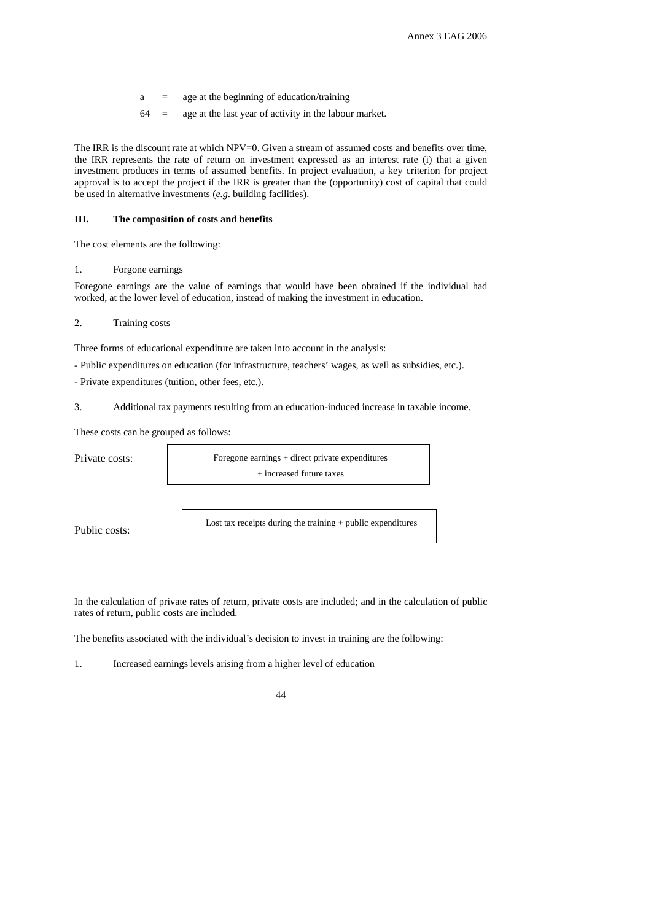a = age at the beginning of education/training

64 = age at the last year of activity in the labour market.

The IRR is the discount rate at which NPV=0. Given a stream of assumed costs and benefits over time, the IRR represents the rate of return on investment expressed as an interest rate (i) that a given investment produces in terms of assumed benefits. In project evaluation, a key criterion for project approval is to accept the project if the IRR is greater than the (opportunity) cost of capital that could be used in alternative investments (*e.g*. building facilities).

### III. The composition of costs and benefits

The cost elements are the following:

1. Forgone earnings

Foregone earnings are the value of earnings that would have been obtained if the individual had worked, at the lower level of education, instead of making the investment in education.

2. Training costs

Three forms of educational expenditure are taken into account in the analysis:

- Public expenditures on education (for infrastructure, teachers' wages, as well as subsidies, etc.).

- Private expenditures (tuition, other fees, etc.).

3. Additional tax payments resulting from an education-induced increase in taxable income.

These costs can be grouped as follows:

| | |
|---|---|
| Private costs: | Foregone earnings + direct private expenditures + increased future taxes |
| Public costs: | Lost tax receipts during the training + public expenditures |

In the calculation of private rates of return, private costs are included; and in the calculation of public rates of return, public costs are included.

The benefits associated with the individual's decision to invest in training are the following:

1. Increased earnings levels arising from a higher level of education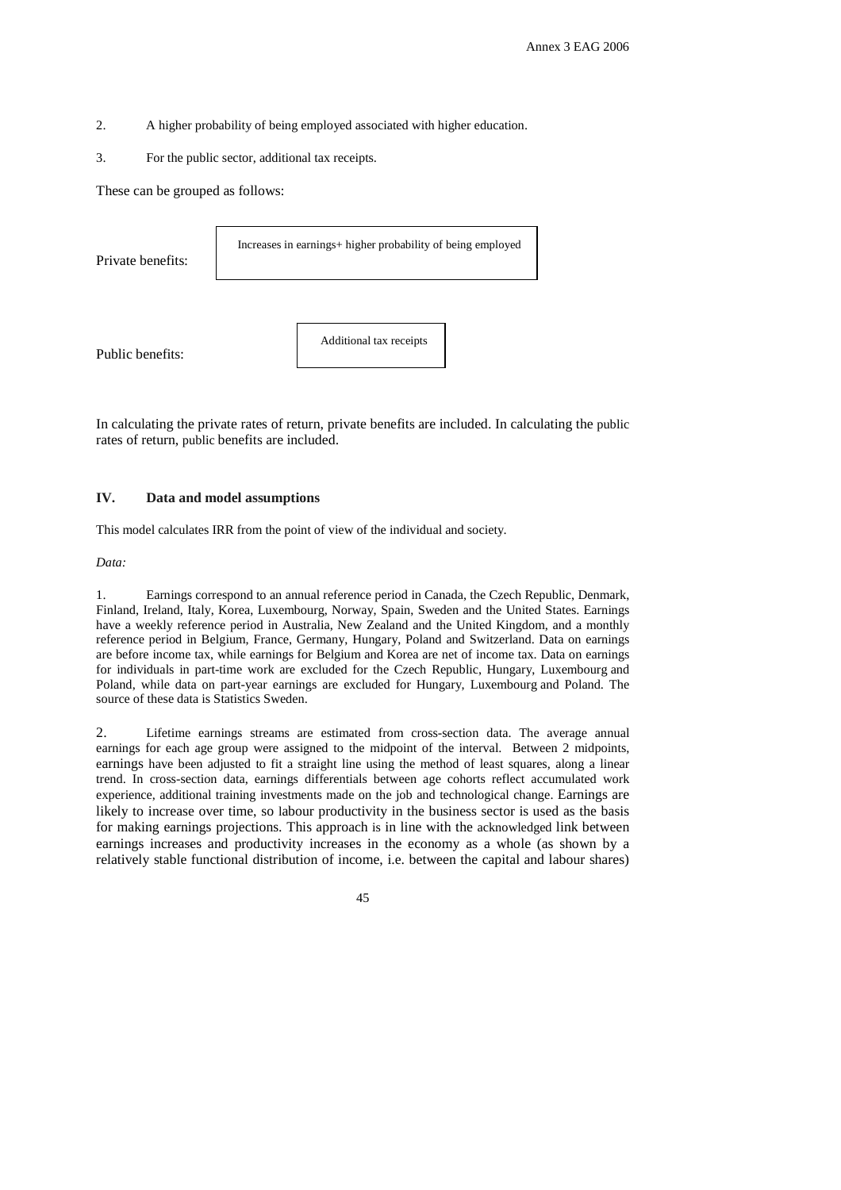2. A higher probability of being employed associated with higher education.

3. For the public sector, additional tax receipts.

These can be grouped as follows:

Private benefits: Increases in earnings+ higher probability of being employed

Public benefits: Additional tax receipts

In calculating the private rates of return, private benefits are included. In calculating the public rates of return, public benefits are included.

### IV. Data and model assumptions

This model calculates IRR from the point of view of the individual and society.

*Data:*

1. Earnings correspond to an annual reference period in Canada, the Czech Republic, Denmark, Finland, Ireland, Italy, Korea, Luxembourg, Norway, Spain, Sweden and the United States. Earnings have a weekly reference period in Australia, New Zealand and the United Kingdom, and a monthly reference period in Belgium, France, Germany, Hungary, Poland and Switzerland. Data on earnings are before income tax, while earnings for Belgium and Korea are net of income tax. Data on earnings for individuals in part-time work are excluded for the Czech Republic, Hungary, Luxembourg and Poland, while data on part-year earnings are excluded for Hungary, Luxembourg and Poland. The source of these data is Statistics Sweden.

2. Lifetime earnings streams are estimated from cross-section data. The average annual earnings for each age group were assigned to the midpoint of the interval. Between 2 midpoints, earnings have been adjusted to fit a straight line using the method of least squares, along a linear trend. In cross-section data, earnings differentials between age cohorts reflect accumulated work experience, additional training investments made on the job and technological change. Earnings are likely to increase over time, so labour productivity in the business sector is used as the basis for making earnings projections. This approach is in line with the acknowledged link between earnings increases and productivity increases in the economy as a whole (as shown by a relatively stable functional distribution of income, i.e. between the capital and labour shares)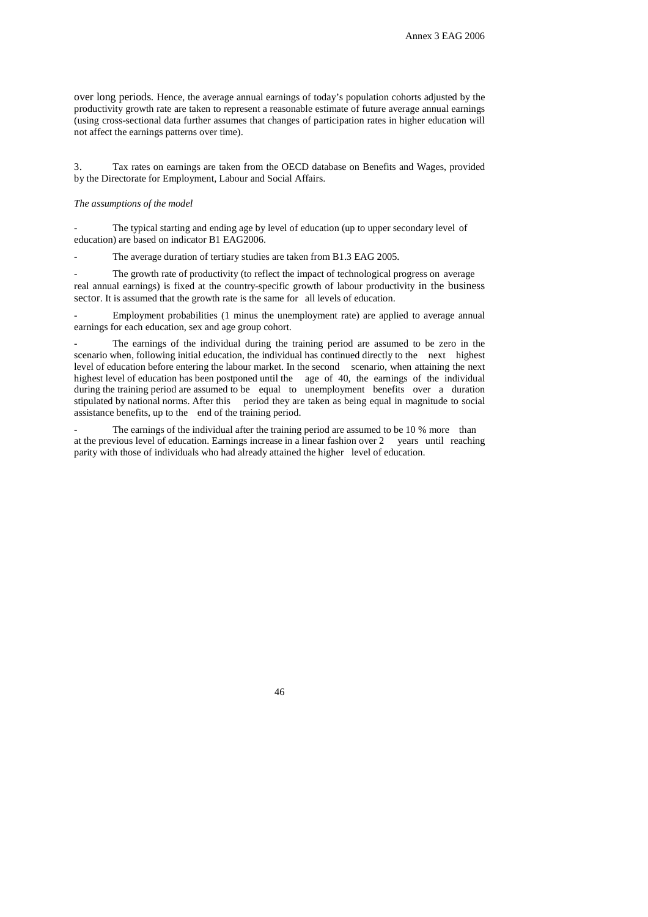over long periods. Hence, the average annual earnings of today's population cohorts adjusted by the productivity growth rate are taken to represent a reasonable estimate of future average annual earnings (using cross-sectional data further assumes that changes of participation rates in higher education will not affect the earnings patterns over time).

3. Tax rates on earnings are taken from the OECD database on Benefits and Wages, provided by the Directorate for Employment, Labour and Social Affairs.

*The assumptions of the model*

- The typical starting and ending age by level of education (up to upper secondary level of education) are based on indicator B1 EAG2006.
- The average duration of tertiary studies are taken from B1.3 EAG 2005.
- The growth rate of productivity (to reflect the impact of technological progress on average real annual earnings) is fixed at the country-specific growth of labour productivity in the business sector. It is assumed that the growth rate is the same for all levels of education.
- Employment probabilities (1 minus the unemployment rate) are applied to average annual earnings for each education, sex and age group cohort.
- The earnings of the individual during the training period are assumed to be zero in the scenario when, following initial education, the individual has continued directly to the next highest level of education before entering the labour market. In the second scenario, when attaining the next highest level of education has been postponed until the age of 40, the earnings of the individual during the training period are assumed to be equal to unemployment benefits over a duration stipulated by national norms. After this period they are taken as being equal in magnitude to social assistance benefits, up to the end of the training period.
- The earnings of the individual after the training period are assumed to be 10 % more than at the previous level of education. Earnings increase in a linear fashion over 2 years until reaching parity with those of individuals who had already attained the higher level of education.